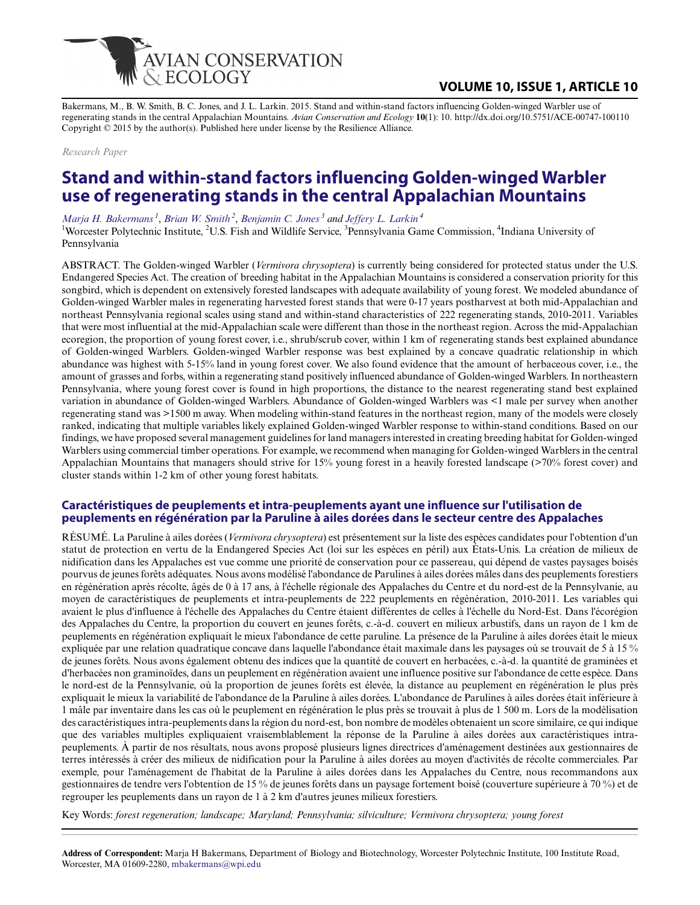Bakermans, M., B. W. Smith, B. C. Jones, and J. L. Larkin. 2015. Stand and within-stand factors influencing Golden-winged Warbler use of regenerating stands in the central Appalachian Mountains. *Avian Conservation and Ecology* **10**(1): 10. http://dx.doi.org/10.5751/ACE-00747-100110
Copyright © 2015 by the author(s). Published here under license by the Resilience Alliance.

*Research Paper*

# Stand and within-stand factors influencing Golden-winged Warbler use of regenerating stands in the central Appalachian Mountains

*Marja H. Bakermans*[1], *Brian W. Smith*[2], *Benjamin C. Jones*[3] and *Jeffery L. Larkin*[4]

[1]Worcester Polytechnic Institute, [2]U.S. Fish and Wildlife Service, [3]Pennsylvania Game Commission, [4]Indiana University of Pennsylvania

ABSTRACT. The Golden-winged Warbler (*Vermivora chrysoptera*) is currently being considered for protected status under the U.S. Endangered Species Act. The creation of breeding habitat in the Appalachian Mountains is considered a conservation priority for this songbird, which is dependent on extensively forested landscapes with adequate availability of young forest. We modeled abundance of Golden-winged Warbler males in regenerating harvested forest stands that were 0-17 years postharvest at both mid-Appalachian and northeast Pennsylvania regional scales using stand and within-stand characteristics of 222 regenerating stands, 2010-2011. Variables that were most influential at the mid-Appalachian scale were different than those in the northeast region. Across the mid-Appalachian ecoregion, the proportion of young forest cover, i.e., shrub/scrub cover, within 1 km of regenerating stands best explained abundance of Golden-winged Warblers. Golden-winged Warbler response was best explained by a concave quadratic relationship in which abundance was highest with 5-15% land in young forest cover. We also found evidence that the amount of herbaceous cover, i.e., the amount of grasses and forbs, within a regenerating stand positively influenced abundance of Golden-winged Warblers. In northeastern Pennsylvania, where young forest cover is found in high proportions, the distance to the nearest regenerating stand best explained variation in abundance of Golden-winged Warblers. Abundance of Golden-winged Warblers was <1 male per survey when another regenerating stand was >1500 m away. When modeling within-stand features in the northeast region, many of the models were closely ranked, indicating that multiple variables likely explained Golden-winged Warbler response to within-stand conditions. Based on our findings, we have proposed several management guidelines for land managers interested in creating breeding habitat for Golden-winged Warblers using commercial timber operations. For example, we recommend when managing for Golden-winged Warblers in the central Appalachian Mountains that managers should strive for 15% young forest in a heavily forested landscape (>70% forest cover) and cluster stands within 1-2 km of other young forest habitats.

## Caractéristiques de peuplements et intra-peuplements ayant une influence sur l'utilisation de peuplements en régénération par la Paruline à ailes dorées dans le secteur centre des Appalaches

RÉSUMÉ. La Paruline à ailes dorées (*Vermivora chrysoptera*) est présentement sur la liste des espèces candidates pour l'obtention d'un statut de protection en vertu de la Endangered Species Act (loi sur les espèces en péril) aux États-Unis. La création de milieux de nidification dans les Appalaches est vue comme une priorité de conservation pour ce passereau, qui dépend de vastes paysages boisés pourvus de jeunes forêts adéquates. Nous avons modélisé l'abondance de Parulines à ailes dorées mâles dans des peuplements forestiers en régénération après récolte, âgés de 0 à 17 ans, à l'échelle régionale des Appalaches du Centre et du nord-est de la Pennsylvanie, au moyen de caractéristiques de peuplements et intra-peuplements de 222 peuplements en régénération, 2010-2011. Les variables qui avaient le plus d'influence à l'échelle des Appalaches du Centre étaient différentes de celles à l'échelle du Nord-Est. Dans l'écorégion des Appalaches du Centre, la proportion du couvert en jeunes forêts, c.-à-d. couvert en milieux arbustifs, dans un rayon de 1 km de peuplements en régénération expliquait le mieux l'abondance de cette paruline. La présence de la Paruline à ailes dorées était le mieux expliquée par une relation quadratique concave dans laquelle l'abondance était maximale dans les paysages où se trouvait de 5 à 15 % de jeunes forêts. Nous avons également obtenu des indices que la quantité de couvert en herbacées, c.-à-d. la quantité de graminées et d'herbacées non graminoïdes, dans un peuplement en régénération avaient une influence positive sur l'abondance de cette espèce. Dans le nord-est de la Pennsylvanie, où la proportion de jeunes forêts est élevée, la distance au peuplement en régénération le plus près expliquait le mieux la variabilité de l'abondance de la Paruline à ailes dorées. L'abondance de Parulines à ailes dorées était inférieure à 1 mâle par inventaire dans les cas où le peuplement en régénération le plus près se trouvait à plus de 1 500 m. Lors de la modélisation des caractéristiques intra-peuplements dans la région du nord-est, bon nombre de modèles obtenaient un score similaire, ce qui indique que des variables multiples expliquaient vraisemblablement la réponse de la Paruline à ailes dorées aux caractéristiques intra-peuplements. À partir de nos résultats, nous avons proposé plusieurs lignes directrices d'aménagement destinées aux gestionnaires de terres intéressés à créer des milieux de nidification pour la Paruline à ailes dorées au moyen d'activités de récolte commerciales. Par exemple, pour l'aménagement de l'habitat de la Paruline à ailes dorées dans les Appalaches du Centre, nous recommandons aux gestionnaires de tendre vers l'obtention de 15 % de jeunes forêts dans un paysage fortement boisé (couverture supérieure à 70 %) et de regrouper les peuplements dans un rayon de 1 à 2 km d'autres jeunes milieux forestiers.

Key Words: *forest regeneration; landscape; Maryland; Pennsylvania; silviculture; Vermivora chrysoptera; young forest*

**Address of Correspondent:** Marja H Bakermans, Department of Biology and Biotechnology, Worcester Polytechnic Institute, 100 Institute Road, Worcester, MA 01609-2280, mbakermans@wpi.edu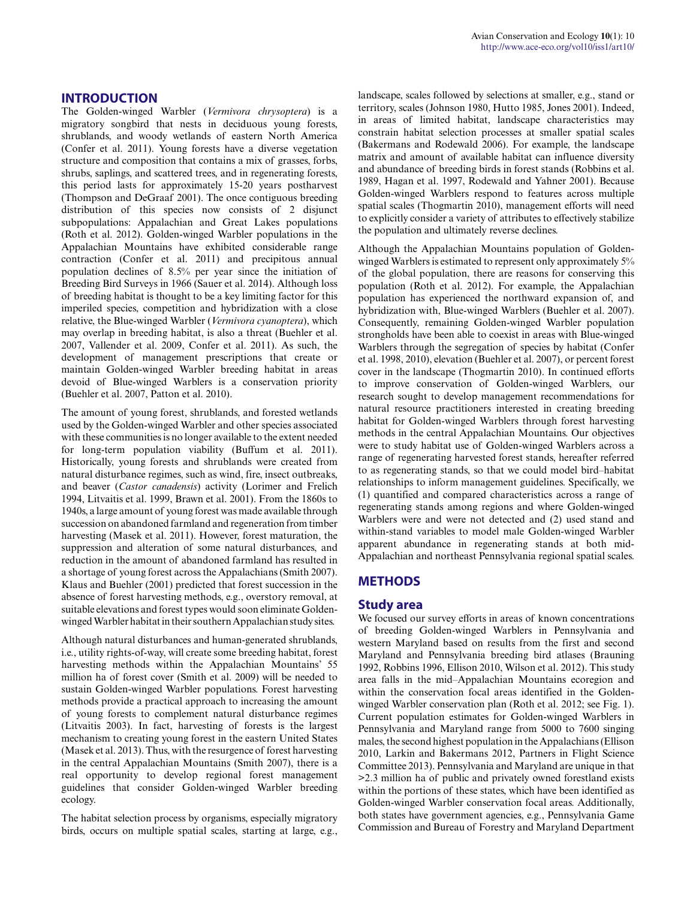## INTRODUCTION

The Golden-winged Warbler (*Vermivora chrysoptera*) is a migratory songbird that nests in deciduous young forests, shrublands, and woody wetlands of eastern North America (Confer et al. 2011). Young forests have a diverse vegetation structure and composition that contains a mix of grasses, forbs, shrubs, saplings, and scattered trees, and in regenerating forests, this period lasts for approximately 15-20 years postharvest (Thompson and DeGraaf 2001). The once contiguous breeding distribution of this species now consists of 2 disjunct subpopulations: Appalachian and Great Lakes populations (Roth et al. 2012). Golden-winged Warbler populations in the Appalachian Mountains have exhibited considerable range contraction (Confer et al. 2011) and precipitous annual population declines of 8.5% per year since the initiation of Breeding Bird Surveys in 1966 (Sauer et al. 2014). Although loss of breeding habitat is thought to be a key limiting factor for this imperiled species, competition and hybridization with a close relative, the Blue-winged Warbler (*Vermivora cyanoptera*), which may overlap in breeding habitat, is also a threat (Buehler et al. 2007, Vallender et al. 2009, Confer et al. 2011). As such, the development of management prescriptions that create or maintain Golden-winged Warbler breeding habitat in areas devoid of Blue-winged Warblers is a conservation priority (Buehler et al. 2007, Patton et al. 2010).

The amount of young forest, shrublands, and forested wetlands used by the Golden-winged Warbler and other species associated with these communities is no longer available to the extent needed for long-term population viability (Buffum et al. 2011). Historically, young forests and shrublands were created from natural disturbance regimes, such as wind, fire, insect outbreaks, and beaver (*Castor canadensis*) activity (Lorimer and Frelich 1994, Litvaitis et al. 1999, Brawn et al. 2001). From the 1860s to 1940s, a large amount of young forest was made available through succession on abandoned farmland and regeneration from timber harvesting (Masek et al. 2011). However, forest maturation, the suppression and alteration of some natural disturbances, and reduction in the amount of abandoned farmland has resulted in a shortage of young forest across the Appalachians (Smith 2007). Klaus and Buehler (2001) predicted that forest succession in the absence of forest harvesting methods, e.g., overstory removal, at suitable elevations and forest types would soon eliminate Golden-winged Warbler habitat in their southern Appalachian study sites.

Although natural disturbances and human-generated shrublands, i.e., utility rights-of-way, will create some breeding habitat, forest harvesting methods within the Appalachian Mountains' 55 million ha of forest cover (Smith et al. 2009) will be needed to sustain Golden-winged Warbler populations. Forest harvesting methods provide a practical approach to increasing the amount of young forests to complement natural disturbance regimes (Litvaitis 2003). In fact, harvesting of forests is the largest mechanism to creating young forest in the eastern United States (Masek et al. 2013). Thus, with the resurgence of forest harvesting in the central Appalachian Mountains (Smith 2007), there is a real opportunity to develop regional forest management guidelines that consider Golden-winged Warbler breeding ecology.

The habitat selection process by organisms, especially migratory birds, occurs on multiple spatial scales, starting at large, e.g., landscape, scales followed by selections at smaller, e.g., stand or territory, scales (Johnson 1980, Hutto 1985, Jones 2001). Indeed, in areas of limited habitat, landscape characteristics may constrain habitat selection processes at smaller spatial scales (Bakermans and Rodewald 2006). For example, the landscape matrix and amount of available habitat can influence diversity and abundance of breeding birds in forest stands (Robbins et al. 1989, Hagan et al. 1997, Rodewald and Yahner 2001). Because Golden-winged Warblers respond to features across multiple spatial scales (Thogmartin 2010), management efforts will need to explicitly consider a variety of attributes to effectively stabilize the population and ultimately reverse declines.

Although the Appalachian Mountains population of Golden-winged Warblers is estimated to represent only approximately 5% of the global population, there are reasons for conserving this population (Roth et al. 2012). For example, the Appalachian population has experienced the northward expansion of, and hybridization with, Blue-winged Warblers (Buehler et al. 2007). Consequently, remaining Golden-winged Warbler population strongholds have been able to coexist in areas with Blue-winged Warblers through the segregation of species by habitat (Confer et al. 1998, 2010), elevation (Buehler et al. 2007), or percent forest cover in the landscape (Thogmartin 2010). In continued efforts to improve conservation of Golden-winged Warblers, our research sought to develop management recommendations for natural resource practitioners interested in creating breeding habitat for Golden-winged Warblers through forest harvesting methods in the central Appalachian Mountains. Our objectives were to study habitat use of Golden-winged Warblers across a range of regenerating harvested forest stands, hereafter referred to as regenerating stands, so that we could model bird–habitat relationships to inform management guidelines. Specifically, we (1) quantified and compared characteristics across a range of regenerating stands among regions and where Golden-winged Warblers were and were not detected and (2) used stand and within-stand variables to model male Golden-winged Warbler apparent abundance in regenerating stands at both mid-Appalachian and northeast Pennsylvania regional spatial scales.

## METHODS

### Study area

We focused our survey efforts in areas of known concentrations of breeding Golden-winged Warblers in Pennsylvania and western Maryland based on results from the first and second Maryland and Pennsylvania breeding bird atlases (Brauning 1992, Robbins 1996, Ellison 2010, Wilson et al. 2012). This study area falls in the mid–Appalachian Mountains ecoregion and within the conservation focal areas identified in the Golden-winged Warbler conservation plan (Roth et al. 2012; see Fig. 1). Current population estimates for Golden-winged Warblers in Pennsylvania and Maryland range from 5000 to 7600 singing males, the second highest population in the Appalachians (Ellison 2010, Larkin and Bakermans 2012, Partners in Flight Science Committee 2013). Pennsylvania and Maryland are unique in that >2.3 million ha of public and privately owned forestland exists within the portions of these states, which have been identified as Golden-winged Warbler conservation focal areas. Additionally, both states have government agencies, e.g., Pennsylvania Game Commission and Bureau of Forestry and Maryland Department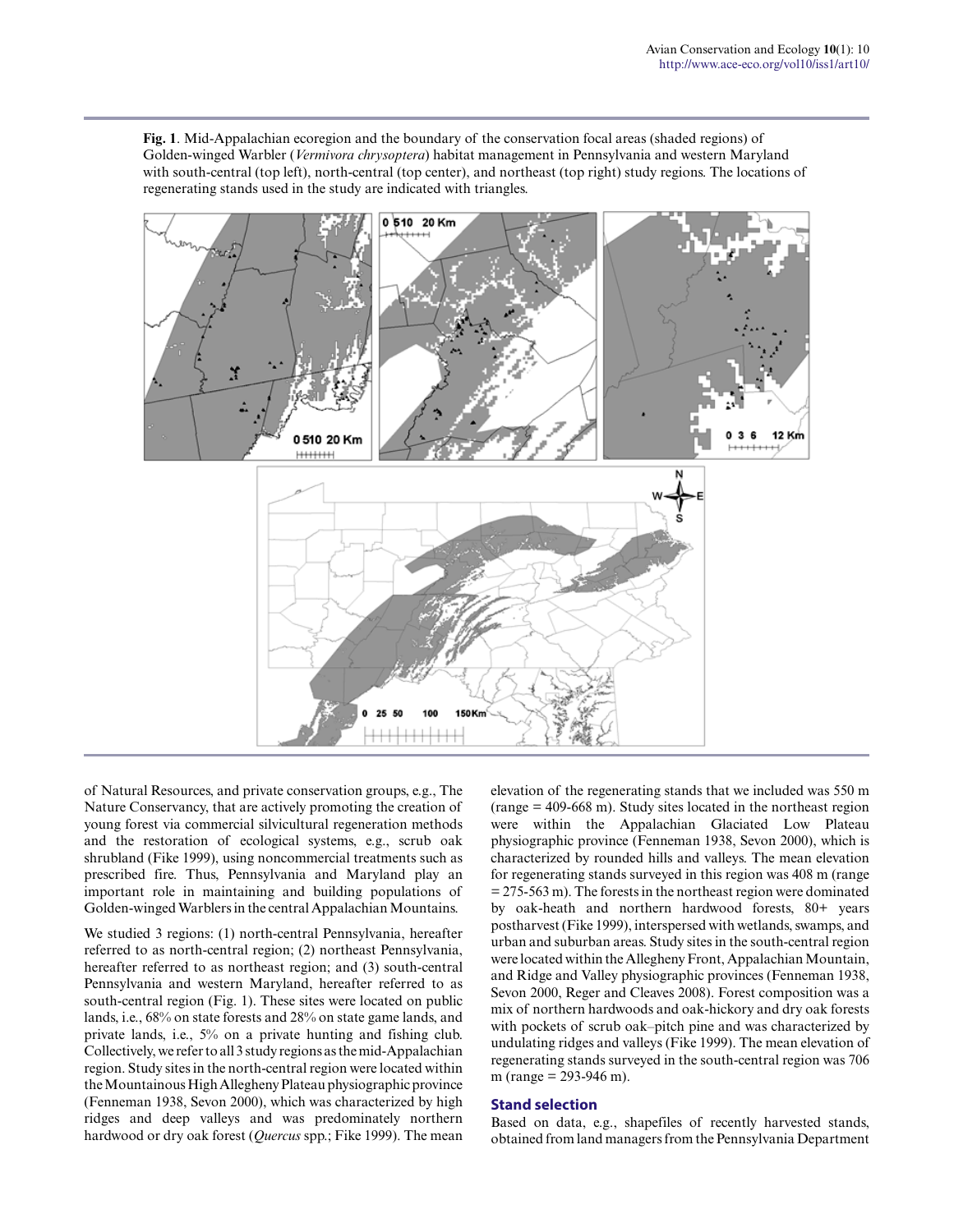**Fig. 1**. Mid-Appalachian ecoregion and the boundary of the conservation focal areas (shaded regions) of Golden-winged Warbler (*Vermivora chrysoptera*) habitat management in Pennsylvania and western Maryland with south-central (top left), north-central (top center), and northeast (top right) study regions. The locations of regenerating stands used in the study are indicated with triangles.

of Natural Resources, and private conservation groups, e.g., The Nature Conservancy, that are actively promoting the creation of young forest via commercial silvicultural regeneration methods and the restoration of ecological systems, e.g., scrub oak shrubland (Fike 1999), using noncommercial treatments such as prescribed fire. Thus, Pennsylvania and Maryland play an important role in maintaining and building populations of Golden-winged Warblers in the central Appalachian Mountains.

We studied 3 regions: (1) north-central Pennsylvania, hereafter referred to as north-central region; (2) northeast Pennsylvania, hereafter referred to as northeast region; and (3) south-central Pennsylvania and western Maryland, hereafter referred to as south-central region (Fig. 1). These sites were located on public lands, i.e., 68% on state forests and 28% on state game lands, and private lands, i.e., 5% on a private hunting and fishing club. Collectively, we refer to all 3 study regions as the mid-Appalachian region. Study sites in the north-central region were located within the Mountainous High Allegheny Plateau physiographic province (Fenneman 1938, Sevon 2000), which was characterized by high ridges and deep valleys and was predominately northern hardwood or dry oak forest (*Quercus* spp.; Fike 1999). The mean elevation of the regenerating stands that we included was 550 m (range = 409-668 m). Study sites located in the northeast region were within the Appalachian Glaciated Low Plateau physiographic province (Fenneman 1938, Sevon 2000), which is characterized by rounded hills and valleys. The mean elevation for regenerating stands surveyed in this region was 408 m (range = 275-563 m). The forests in the northeast region were dominated by oak-heath and northern hardwood forests, 80+ years postharvest (Fike 1999), interspersed with wetlands, swamps, and urban and suburban areas. Study sites in the south-central region were located within the Allegheny Front, Appalachian Mountain, and Ridge and Valley physiographic provinces (Fenneman 1938, Sevon 2000, Reger and Cleaves 2008). Forest composition was a mix of northern hardwoods and oak-hickory and dry oak forests with pockets of scrub oak–pitch pine and was characterized by undulating ridges and valleys (Fike 1999). The mean elevation of regenerating stands surveyed in the south-central region was 706 m (range = 293-946 m).

## Stand selection

Based on data, e.g., shapefiles of recently harvested stands, obtained from land managers from the Pennsylvania Department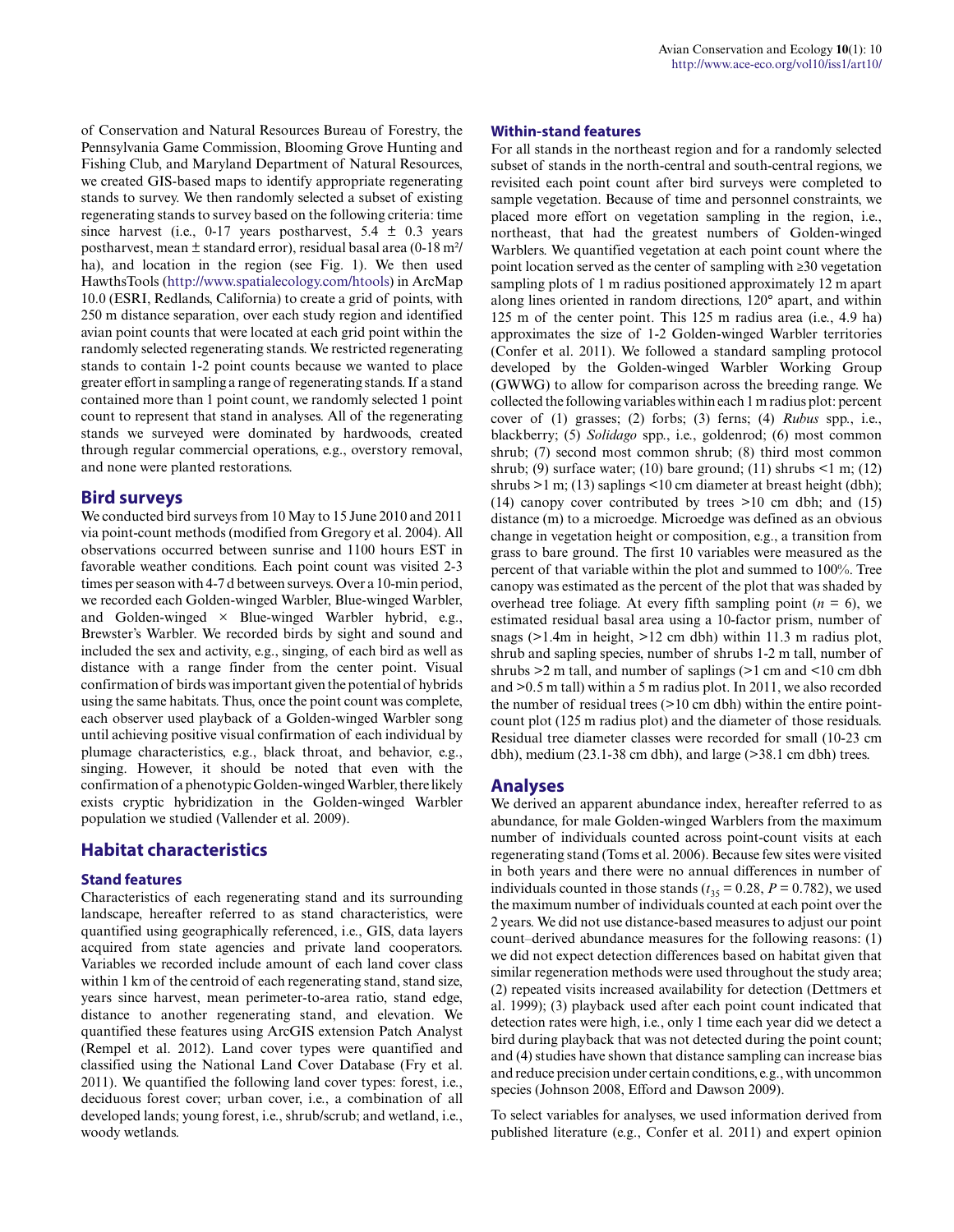of Conservation and Natural Resources Bureau of Forestry, the Pennsylvania Game Commission, Blooming Grove Hunting and Fishing Club, and Maryland Department of Natural Resources, we created GIS-based maps to identify appropriate regenerating stands to survey. We then randomly selected a subset of existing regenerating stands to survey based on the following criteria: time since harvest (i.e., 0-17 years postharvest, 5.4 ± 0.3 years postharvest, mean ± standard error), residual basal area (0-18 m²/ha), and location in the region (see Fig. 1). We then used HawthsTools (http://www.spatialecology.com/htools) in ArcMap 10.0 (ESRI, Redlands, California) to create a grid of points, with 250 m distance separation, over each study region and identified avian point counts that were located at each grid point within the randomly selected regenerating stands. We restricted regenerating stands to contain 1-2 point counts because we wanted to place greater effort in sampling a range of regenerating stands. If a stand contained more than 1 point count, we randomly selected 1 point count to represent that stand in analyses. All of the regenerating stands we surveyed were dominated by hardwoods, created through regular commercial operations, e.g., overstory removal, and none were planted restorations.

## Bird surveys

We conducted bird surveys from 10 May to 15 June 2010 and 2011 via point-count methods (modified from Gregory et al. 2004). All observations occurred between sunrise and 1100 hours EST in favorable weather conditions. Each point count was visited 2-3 times per season with 4-7 d between surveys. Over a 10-min period, we recorded each Golden-winged Warbler, Blue-winged Warbler, and Golden-winged × Blue-winged Warbler hybrid, e.g., Brewster's Warbler. We recorded birds by sight and sound and included the sex and activity, e.g., singing, of each bird as well as distance with a range finder from the center point. Visual confirmation of birds was important given the potential of hybrids using the same habitats. Thus, once the point count was complete, each observer used playback of a Golden-winged Warbler song until achieving positive visual confirmation of each individual by plumage characteristics, e.g., black throat, and behavior, e.g., singing. However, it should be noted that even with the confirmation of a phenotypic Golden-winged Warbler, there likely exists cryptic hybridization in the Golden-winged Warbler population we studied (Vallender et al. 2009).

## Habitat characteristics

### Stand features

Characteristics of each regenerating stand and its surrounding landscape, hereafter referred to as stand characteristics, were quantified using geographically referenced, i.e., GIS, data layers acquired from state agencies and private land cooperators. Variables we recorded include amount of each land cover class within 1 km of the centroid of each regenerating stand, stand size, years since harvest, mean perimeter-to-area ratio, stand edge, distance to another regenerating stand, and elevation. We quantified these features using ArcGIS extension Patch Analyst (Rempel et al. 2012). Land cover types were quantified and classified using the National Land Cover Database (Fry et al. 2011). We quantified the following land cover types: forest, i.e., deciduous forest cover; urban cover, i.e., a combination of all developed lands; young forest, i.e., shrub/scrub; and wetland, i.e., woody wetlands.

### Within-stand features

For all stands in the northeast region and for a randomly selected subset of stands in the north-central and south-central regions, we revisited each point count after bird surveys were completed to sample vegetation. Because of time and personnel constraints, we placed more effort on vegetation sampling in the region, i.e., northeast, that had the greatest numbers of Golden-winged Warblers. We quantified vegetation at each point count where the point location served as the center of sampling with ≥30 vegetation sampling plots of 1 m radius positioned approximately 12 m apart along lines oriented in random directions, 120° apart, and within 125 m of the center point. This 125 m radius area (i.e., 4.9 ha) approximates the size of 1-2 Golden-winged Warbler territories (Confer et al. 2011). We followed a standard sampling protocol developed by the Golden-winged Warbler Working Group (GWWG) to allow for comparison across the breeding range. We collected the following variables within each 1 m radius plot: percent cover of (1) grasses; (2) forbs; (3) ferns; (4) *Rubus* spp., i.e., blackberry; (5) *Solidago* spp., i.e., goldenrod; (6) most common shrub; (7) second most common shrub; (8) third most common shrub; (9) surface water; (10) bare ground; (11) shrubs <1 m; (12) shrubs >1 m; (13) saplings <10 cm diameter at breast height (dbh); (14) canopy cover contributed by trees >10 cm dbh; and (15) distance (m) to a microedge. Microedge was defined as an obvious change in vegetation height or composition, e.g., a transition from grass to bare ground. The first 10 variables were measured as the percent of that variable within the plot and summed to 100%. Tree canopy was estimated as the percent of the plot that was shaded by overhead tree foliage. At every fifth sampling point ($n$ = 6), we estimated residual basal area using a 10-factor prism, number of snags (>1.4m in height, >12 cm dbh) within 11.3 m radius plot, shrub and sapling species, number of shrubs 1-2 m tall, number of shrubs >2 m tall, and number of saplings (>1 cm and <10 cm dbh and >0.5 m tall) within a 5 m radius plot. In 2011, we also recorded the number of residual trees (>10 cm dbh) within the entire point-count plot (125 m radius plot) and the diameter of those residuals. Residual tree diameter classes were recorded for small (10-23 cm dbh), medium (23.1-38 cm dbh), and large (>38.1 cm dbh) trees.

## Analyses

We derived an apparent abundance index, hereafter referred to as abundance, for male Golden-winged Warblers from the maximum number of individuals counted across point-count visits at each regenerating stand (Toms et al. 2006). Because few sites were visited in both years and there were no annual differences in number of individuals counted in those stands ($t_{35}$ = 0.28, $P$ = 0.782), we used the maximum number of individuals counted at each point over the 2 years. We did not use distance-based measures to adjust our point count–derived abundance measures for the following reasons: (1) we did not expect detection differences based on habitat given that similar regeneration methods were used throughout the study area; (2) repeated visits increased availability for detection (Dettmers et al. 1999); (3) playback used after each point count indicated that detection rates were high, i.e., only 1 time each year did we detect a bird during playback that was not detected during the point count; and (4) studies have shown that distance sampling can increase bias and reduce precision under certain conditions, e.g., with uncommon species (Johnson 2008, Efford and Dawson 2009).

To select variables for analyses, we used information derived from published literature (e.g., Confer et al. 2011) and expert opinion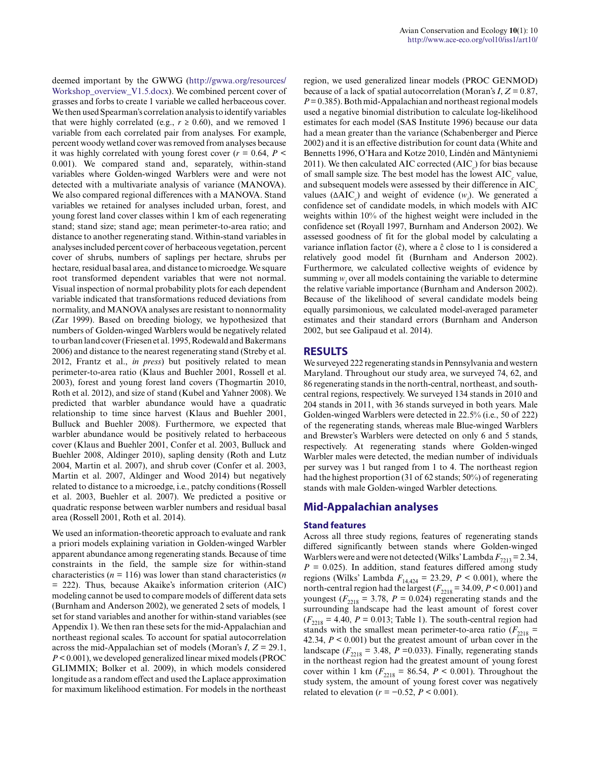deemed important by the GWWG (http://gwwa.org/resources/Workshop_overview_V1.5.docx). We combined percent cover of grasses and forbs to create 1 variable we called herbaceous cover. We then used Spearman's correlation analysis to identify variables that were highly correlated (e.g., $r \geq 0.60$), and we removed 1 variable from each correlated pair from analyses. For example, percent woody wetland cover was removed from analyses because it was highly correlated with young forest cover ($r = 0.64$, $P < 0.001$). We compared stand and, separately, within-stand variables where Golden-winged Warblers were and were not detected with a multivariate analysis of variance (MANOVA). We also compared regional differences with a MANOVA. Stand variables we retained for analyses included urban, forest, and young forest land cover classes within 1 km of each regenerating stand; stand size; stand age; mean perimeter-to-area ratio; and distance to another regenerating stand. Within-stand variables in analyses included percent cover of herbaceous vegetation, percent cover of shrubs, numbers of saplings per hectare, shrubs per hectare, residual basal area, and distance to microedge. We square root transformed dependent variables that were not normal. Visual inspection of normal probability plots for each dependent variable indicated that transformations reduced deviations from normality, and MANOVA analyses are resistant to nonnormality (Zar 1999). Based on breeding biology, we hypothesized that numbers of Golden-winged Warblers would be negatively related to urban land cover (Friesen et al. 1995, Rodewald and Bakermans 2006) and distance to the nearest regenerating stand (Streby et al. 2012, Frantz et al., *in press*) but positively related to mean perimeter-to-area ratio (Klaus and Buehler 2001, Rossell et al. 2003), forest and young forest land covers (Thogmartin 2010, Roth et al. 2012), and size of stand (Kubel and Yahner 2008). We predicted that warbler abundance would have a quadratic relationship to time since harvest (Klaus and Buehler 2001, Bulluck and Buehler 2008). Furthermore, we expected that warbler abundance would be positively related to herbaceous cover (Klaus and Buehler 2001, Confer et al. 2003, Bulluck and Buehler 2008, Aldinger 2010), sapling density (Roth and Lutz 2004, Martin et al. 2007), and shrub cover (Confer et al. 2003, Martin et al. 2007, Aldinger and Wood 2014) but negatively related to distance to a microedge, i.e., patchy conditions (Rossell et al. 2003, Buehler et al. 2007). We predicted a positive or quadratic response between warbler numbers and residual basal area (Rossell 2001, Roth et al. 2014).

We used an information-theoretic approach to evaluate and rank a priori models explaining variation in Golden-winged Warbler apparent abundance among regenerating stands. Because of time constraints in the field, the sample size for within-stand characteristics ($n = 116$) was lower than stand characteristics ($n = 222$). Thus, because Akaike's information criterion (AIC) modeling cannot be used to compare models of different data sets (Burnham and Anderson 2002), we generated 2 sets of models, 1 set for stand variables and another for within-stand variables (see Appendix 1). We then ran these sets for the mid-Appalachian and northeast regional scales. To account for spatial autocorrelation across the mid-Appalachian set of models (Moran's $I$, $Z = 29.1$, $P < 0.001$), we developed generalized linear mixed models (PROC GLIMMIX; Bolker et al. 2009), in which models considered longitude as a random effect and used the Laplace approximation for maximum likelihood estimation. For models in the northeast region, we used generalized linear models (PROC GENMOD) because of a lack of spatial autocorrelation (Moran's $I$, $Z = 0.87$, $P = 0.385$). Both mid-Appalachian and northeast regional models used a negative binomial distribution to calculate log-likelihood estimates for each model (SAS Institute 1996) because our data had a mean greater than the variance (Schabenberger and Pierce 2002) and it is an effective distribution for count data (White and Bennetts 1996, O'Hara and Kotze 2010, Lindén and Mäntyniemi 2011). We then calculated AIC corrected ($AIC_c$) for bias because of small sample size. The best model has the lowest $AIC_c$ value, and subsequent models were assessed by their difference in $AIC_c$ values ($\Delta AIC_c$) and weight of evidence ($w_i$). We generated a confidence set of candidate models, in which models with AIC weights within 10% of the highest weight were included in the confidence set (Royall 1997, Burnham and Anderson 2002). We assessed goodness of fit for the global model by calculating a variance inflation factor ($\hat{c}$), where a $\hat{c}$ close to 1 is considered a relatively good model fit (Burnham and Anderson 2002). Furthermore, we calculated collective weights of evidence by summing $w_i$ over all models containing the variable to determine the relative variable importance (Burnham and Anderson 2002). Because of the likelihood of several candidate models being equally parsimonious, we calculated model-averaged parameter estimates and their standard errors (Burnham and Anderson 2002, but see Galipaud et al. 2014).

## RESULTS

We surveyed 222 regenerating stands in Pennsylvania and western Maryland. Throughout our study area, we surveyed 74, 62, and 86 regenerating stands in the north-central, northeast, and south-central regions, respectively. We surveyed 134 stands in 2010 and 204 stands in 2011, with 36 stands surveyed in both years. Male Golden-winged Warblers were detected in 22.5% (i.e., 50 of 222) of the regenerating stands, whereas male Blue-winged Warblers and Brewster's Warblers were detected on only 6 and 5 stands, respectively. At regenerating stands where Golden-winged Warbler males were detected, the median number of individuals per survey was 1 but ranged from 1 to 4. The northeast region had the highest proportion (31 of 62 stands; 50%) of regenerating stands with male Golden-winged Warbler detections.

## Mid-Appalachian analyses

### Stand features

Across all three study regions, features of regenerating stands differed significantly between stands where Golden-winged Warblers were and were not detected (Wilks' Lambda $F_{7213} = 2.34$, $P = 0.025$). In addition, stand features differed among study regions (Wilks' Lambda $F_{14,424} = 23.29$, $P < 0.001$), where the north-central region had the largest ($F_{2218} = 34.09$, $P < 0.001$) and youngest ($F_{2218} = 3.78$, $P = 0.024$) regenerating stands and the surrounding landscape had the least amount of forest cover ($F_{2218} = 4.40$, $P = 0.013$; Table 1). The south-central region had stands with the smallest mean perimeter-to-area ratio ($F_{2218} = 42.34$, $P < 0.001$) but the greatest amount of urban cover in the landscape ($F_{2218} = 3.48$, $P = 0.033$). Finally, regenerating stands in the northeast region had the greatest amount of young forest cover within 1 km ($F_{2218} = 86.54$, $P < 0.001$). Throughout the study system, the amount of young forest cover was negatively related to elevation ($r = -0.52$, $P < 0.001$).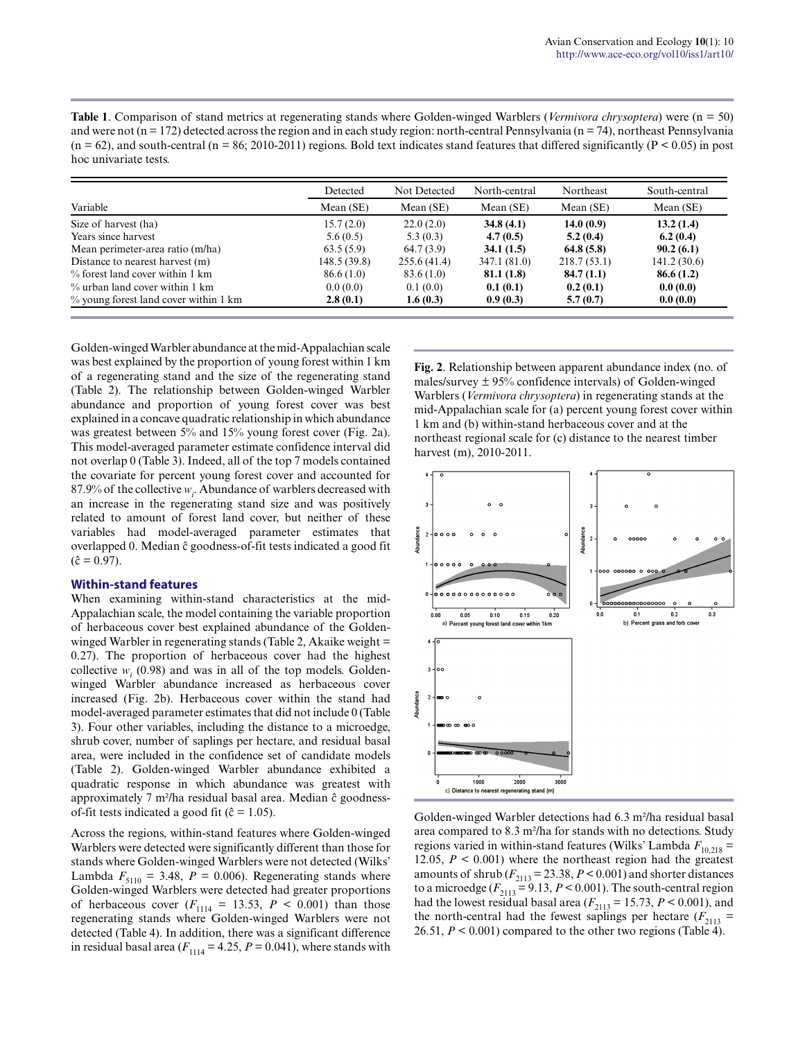**Table 1**. Comparison of stand metrics at regenerating stands where Golden-winged Warblers (*Vermivora chrysoptera*) were (n = 50) and were not (n = 172) detected across the region and in each study region: north-central Pennsylvania (n = 74), northeast Pennsylvania (n = 62), and south-central (n = 86; 2010-2011) regions. Bold text indicates stand features that differed significantly (P < 0.05) in post hoc univariate tests.

| Variable | Detected Mean (SE) | Not Detected Mean (SE) | North-central Mean (SE) | Northeast Mean (SE) | South-central Mean (SE) |
|---|---|---|---|---|---|
| Size of harvest (ha) | 15.7 (2.0) | 22.0 (2.0) | **34.8 (4.1)** | **14.0 (0.9)** | **13.2 (1.4)** |
| Years since harvest | 5.6 (0.5) | 5.3 (0.3) | **4.7 (0.5)** | **5.2 (0.4)** | **6.2 (0.4)** |
| Mean perimeter-area ratio (m/ha) | 63.5 (5.9) | 64.7 (3.9) | **34.1 (1.5)** | **64.8 (5.8)** | **90.2 (6.1)** |
| Distance to nearest harvest (m) | 148.5 (39.8) | 255.6 (41.4) | 347.1 (81.0) | 218.7 (53.1) | 141.2 (30.6) |
| % forest land cover within 1 km | 86.6 (1.0) | 83.6 (1.0) | **81.1 (1.8)** | **84.7 (1.1)** | **86.6 (1.2)** |
| % urban land cover within 1 km | 0.0 (0.0) | 0.1 (0.0) | **0.1 (0.1)** | **0.2 (0.1)** | **0.0 (0.0)** |
| % young forest land cover within 1 km | **2.8 (0.1)** | **1.6 (0.3)** | **0.9 (0.3)** | **5.7 (0.7)** | **0.0 (0.0)** |

Golden-winged Warbler abundance at the mid-Appalachian scale was best explained by the proportion of young forest within 1 km of a regenerating stand and the size of the regenerating stand (Table 2). The relationship between Golden-winged Warbler abundance and proportion of young forest cover was best explained in a concave quadratic relationship in which abundance was greatest between 5% and 15% young forest cover (Fig. 2a). This model-averaged parameter estimate confidence interval did not overlap 0 (Table 3). Indeed, all of the top 7 models contained the covariate for percent young forest cover and accounted for 87.9% of the collective $w_i$. Abundance of warblers decreased with an increase in the regenerating stand size and was positively related to amount of forest land cover, but neither of these variables had model-averaged parameter estimates that overlapped 0. Median ĉ goodness-of-fit tests indicated a good fit (ĉ = 0.97).

### Within-stand features

When examining within-stand characteristics at the mid-Appalachian scale, the model containing the variable proportion of herbaceous cover best explained abundance of the Golden-winged Warbler in regenerating stands (Table 2, Akaike weight = 0.27). The proportion of herbaceous cover had the highest collective $w_i$ (0.98) and was in all of the top models. Golden-winged Warbler abundance increased as herbaceous cover increased (Fig. 2b). Herbaceous cover within the stand had model-averaged parameter estimates that did not include 0 (Table 3). Four other variables, including the distance to a microedge, shrub cover, number of saplings per hectare, and residual basal area, were included in the confidence set of candidate models (Table 2). Golden-winged Warbler abundance exhibited a quadratic response in which abundance was greatest with approximately 7 m²/ha residual basal area. Median ĉ goodness-of-fit tests indicated a good fit (ĉ = 1.05).

Across the regions, within-stand features where Golden-winged Warblers were detected were significantly different than those for stands where Golden-winged Warblers were not detected (Wilks' Lambda $F_{5110}$ = 3.48, $P$ = 0.006). Regenerating stands where Golden-winged Warblers were detected had greater proportions of herbaceous cover ($F_{1114}$ = 13.53, $P$ < 0.001) than those regenerating stands where Golden-winged Warblers were not detected (Table 4). In addition, there was a significant difference in residual basal area ($F_{1114}$ = 4.25, $P$ = 0.041), where stands with Golden-winged Warbler detections had 6.3 m²/ha residual basal area compared to 8.3 m²/ha for stands with no detections. Study regions varied in within-stand features (Wilks' Lambda $F_{10,218}$ = 12.05, $P$ < 0.001) where the northeast region had the greatest amounts of shrub ($F_{2113}$ = 23.38, $P$ < 0.001) and shorter distances to a microedge ($F_{2113}$ = 9.13, $P$ < 0.001). The south-central region had the lowest residual basal area ($F_{2113}$ = 15.73, $P$ < 0.001), and the north-central had the fewest saplings per hectare ($F_{2113}$ = 26.51, $P$ < 0.001) compared to the other two regions (Table 4).

**Fig. 2**. Relationship between apparent abundance index (no. of males/survey ± 95% confidence intervals) of Golden-winged Warblers (*Vermivora chrysoptera*) in regenerating stands at the mid-Appalachian scale for (a) percent young forest cover within 1 km and (b) within-stand herbaceous cover and at the northeast regional scale for (c) distance to the nearest timber harvest (m), 2010-2011.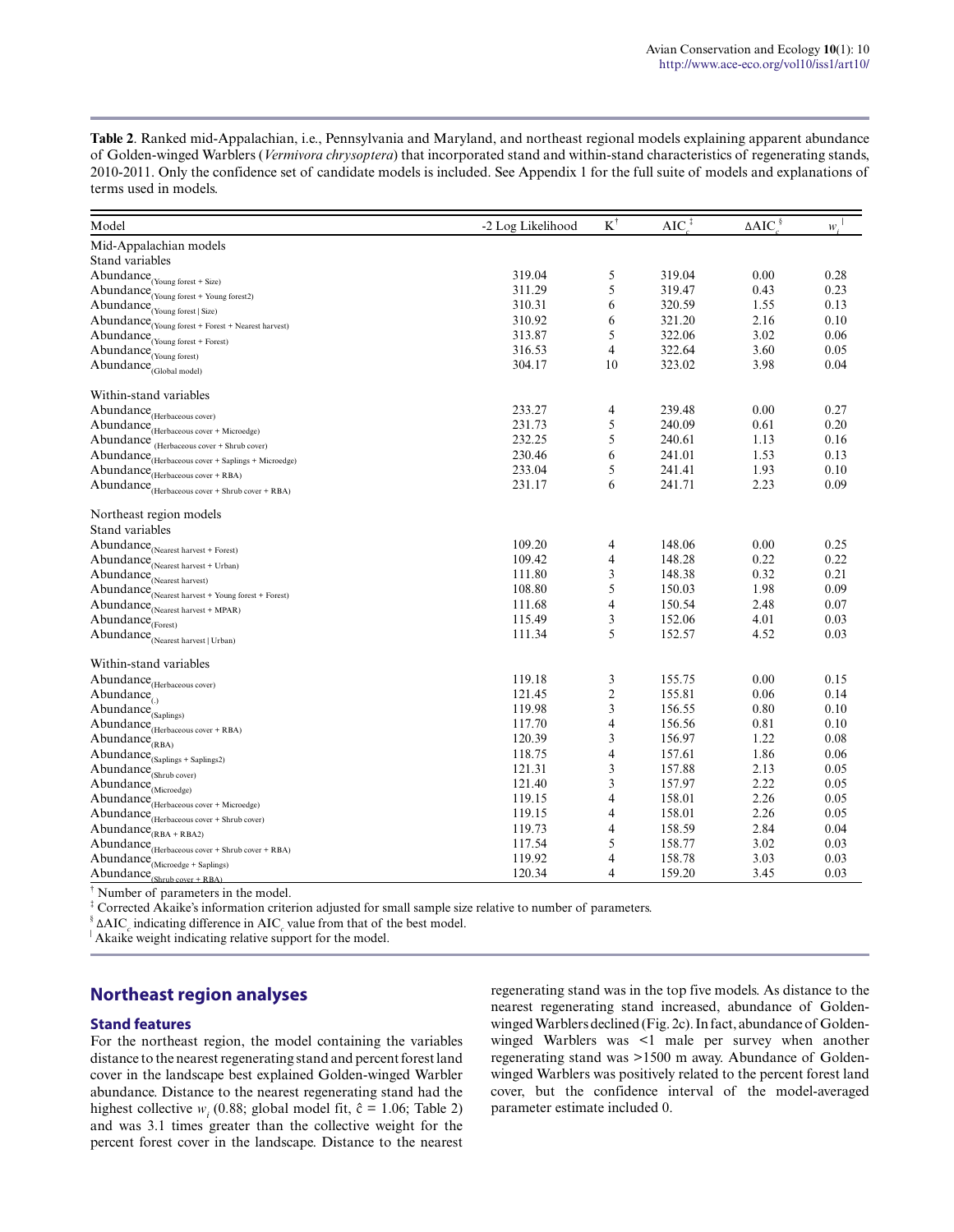**Table 2**. Ranked mid-Appalachian, i.e., Pennsylvania and Maryland, and northeast regional models explaining apparent abundance of Golden-winged Warblers (*Vermivora chrysoptera*) that incorporated stand and within-stand characteristics of regenerating stands, 2010-2011. Only the confidence set of candidate models is included. See Appendix 1 for the full suite of models and explanations of terms used in models.

| Model | -2 Log Likelihood | K[†] | $AIC_c$[‡] | $\Delta AIC_c$[§] | $w_i$[|] |
|---|---|---|---|---|---|
| Mid-Appalachian models | | | | | |
| Stand variables | | | | | |
| $Abundance_{(Young\ forest\ +\ Size)}$ | 319.04 | 5 | 319.04 | 0.00 | 0.28 |
| $Abundance_{(Young\ forest\ +\ Young\ forest2)}$ | 311.29 | 5 | 319.47 | 0.43 | 0.23 |
| $Abundance_{(Young\ forest\ \vert\ Size)}$ | 310.31 | 6 | 320.59 | 1.55 | 0.13 |
| $Abundance_{(Young\ forest\ +\ Forest\ +\ Nearest\ harvest)}$ | 310.92 | 6 | 321.20 | 2.16 | 0.10 |
| $Abundance_{(Young\ forest\ +\ Forest)}$ | 313.87 | 5 | 322.06 | 3.02 | 0.06 |
| $Abundance_{(Young\ forest)}$ | 316.53 | 4 | 322.64 | 3.60 | 0.05 |
| $Abundance_{(Global\ model)}$ | 304.17 | 10 | 323.02 | 3.98 | 0.04 |
| Within-stand variables | | | | | |
| $Abundance_{(Herbaceous\ cover)}$ | 233.27 | 4 | 239.48 | 0.00 | 0.27 |
| $Abundance_{(Herbaceous\ cover\ +\ Microedge)}$ | 231.73 | 5 | 240.09 | 0.61 | 0.20 |
| $Abundance_{(Herbaceous\ cover\ +\ Shrub\ cover)}$ | 232.25 | 5 | 240.61 | 1.13 | 0.16 |
| $Abundance_{(Herbaceous\ cover\ +\ Saplings\ +\ Microedge)}$ | 230.46 | 6 | 241.01 | 1.53 | 0.13 |
| $Abundance_{(Herbaceous\ cover\ +\ RBA)}$ | 233.04 | 5 | 241.41 | 1.93 | 0.10 |
| $Abundance_{(Herbaceous\ cover\ +\ Shrub\ cover\ +\ RBA)}$ | 231.17 | 6 | 241.71 | 2.23 | 0.09 |
| Northeast region models | | | | | |
| Stand variables | | | | | |
| $Abundance_{(Nearest\ harvest\ +\ Forest)}$ | 109.20 | 4 | 148.06 | 0.00 | 0.25 |
| $Abundance_{(Nearest\ harvest\ +\ Urban)}$ | 109.42 | 4 | 148.28 | 0.22 | 0.22 |
| $Abundance_{(Nearest\ harvest)}$ | 111.80 | 3 | 148.38 | 0.32 | 0.21 |
| $Abundance_{(Nearest\ harvest\ +\ Young\ forest\ +\ Forest)}$ | 108.80 | 5 | 150.03 | 1.98 | 0.09 |
| $Abundance_{(Nearest\ harvest\ +\ MPAR)}$ | 111.68 | 4 | 150.54 | 2.48 | 0.07 |
| $Abundance_{(Forest)}$ | 115.49 | 3 | 152.06 | 4.01 | 0.03 |
| $Abundance_{(Nearest\ harvest\ \vert\ Urban)}$ | 111.34 | 5 | 152.57 | 4.52 | 0.03 |
| Within-stand variables | | | | | |
| $Abundance_{(Herbaceous\ cover)}$ | 119.18 | 3 | 155.75 | 0.00 | 0.15 |
| $Abundance_{(.)}$ | 121.45 | 2 | 155.81 | 0.06 | 0.14 |
| $Abundance_{(Saplings)}$ | 119.98 | 3 | 156.55 | 0.80 | 0.10 |
| $Abundance_{(Herbaceous\ cover\ +\ RBA)}$ | 117.70 | 4 | 156.56 | 0.81 | 0.10 |
| $Abundance_{(RBA)}$ | 120.39 | 3 | 156.97 | 1.22 | 0.08 |
| $Abundance_{(Saplings\ +\ Saplings2)}$ | 118.75 | 4 | 157.61 | 1.86 | 0.06 |
| $Abundance_{(Shrub\ cover)}$ | 121.31 | 3 | 157.88 | 2.13 | 0.05 |
| $Abundance_{(Microedge)}$ | 121.40 | 3 | 157.97 | 2.22 | 0.05 |
| $Abundance_{(Herbaceous\ cover\ +\ Microedge)}$ | 119.15 | 4 | 158.01 | 2.26 | 0.05 |
| $Abundance_{(Herbaceous\ cover\ +\ Shrub\ cover)}$ | 119.15 | 4 | 158.01 | 2.26 | 0.05 |
| $Abundance_{(RBA\ +\ RBA2)}$ | 119.73 | 4 | 158.59 | 2.84 | 0.04 |
| $Abundance_{(Herbaceous\ cover\ +\ Shrub\ cover\ +\ RBA)}$ | 117.54 | 5 | 158.77 | 3.02 | 0.03 |
| $Abundance_{(Microedge\ +\ Saplings)}$ | 119.92 | 4 | 158.78 | 3.03 | 0.03 |
| $Abundance_{(Shrub\ cover\ +\ RBA)}$ | 120.34 | 4 | 159.20 | 3.45 | 0.03 |

[†] Number of parameters in the model.
[‡] Corrected Akaike's information criterion adjusted for small sample size relative to number of parameters.
[§] $\Delta AIC_c$ indicating difference in $AIC_c$ value from that of the best model.
[|] Akaike weight indicating relative support for the model.

## Northeast region analyses

### Stand features

For the northeast region, the model containing the variables distance to the nearest regenerating stand and percent forest land cover in the landscape best explained Golden-winged Warbler abundance. Distance to the nearest regenerating stand had the highest collective $w_i$ (0.88; global model fit, $\hat{c}$ = 1.06; Table 2) and was 3.1 times greater than the collective weight for the percent forest cover in the landscape. Distance to the nearest regenerating stand was in the top five models. As distance to the nearest regenerating stand increased, abundance of Golden-winged Warblers declined (Fig. 2c). In fact, abundance of Golden-winged Warblers was <1 male per survey when another regenerating stand was >1500 m away. Abundance of Golden-winged Warblers was positively related to the percent forest land cover, but the confidence interval of the model-averaged parameter estimate included 0.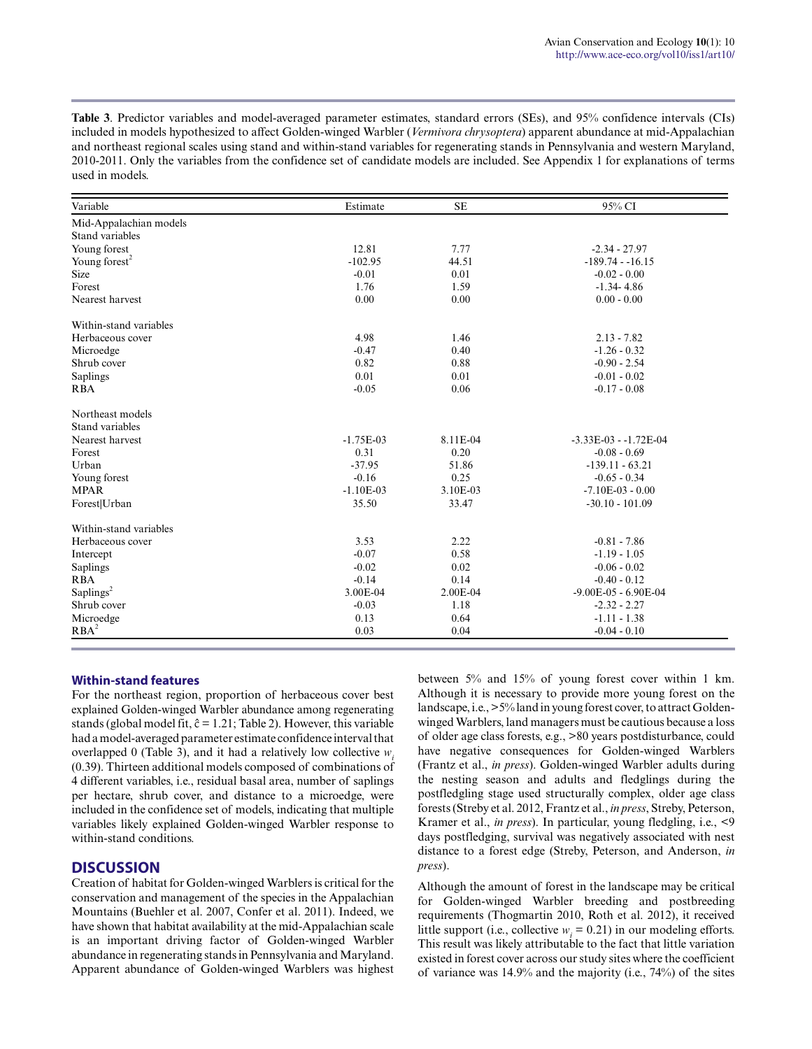**Table 3**. Predictor variables and model-averaged parameter estimates, standard errors (SEs), and 95% confidence intervals (CIs) included in models hypothesized to affect Golden-winged Warbler (*Vermivora chrysoptera*) apparent abundance at mid-Appalachian and northeast regional scales using stand and within-stand variables for regenerating stands in Pennsylvania and western Maryland, 2010-2011. Only the variables from the confidence set of candidate models are included. See Appendix 1 for explanations of terms used in models.

| Variable | Estimate | SE | 95% CI |
|---|---|---|---|
| Mid-Appalachian models | | | |
| Stand variables | | | |
| Young forest | 12.81 | 7.77 | -2.34 - 27.97 |
| Young forest$^2$ | -102.95 | 44.51 | -189.74 - -16.15 |
| Size | -0.01 | 0.01 | -0.02 - 0.00 |
| Forest | 1.76 | 1.59 | -1.34- 4.86 |
| Nearest harvest | 0.00 | 0.00 | 0.00 - 0.00 |
| | | | |
| Within-stand variables | | | |
| Herbaceous cover | 4.98 | 1.46 | 2.13 - 7.82 |
| Microedge | -0.47 | 0.40 | -1.26 - 0.32 |
| Shrub cover | 0.82 | 0.88 | -0.90 - 2.54 |
| Saplings | 0.01 | 0.01 | -0.01 - 0.02 |
| RBA | -0.05 | 0.06 | -0.17 - 0.08 |
| | | | |
| Northeast models | | | |
| Stand variables | | | |
| Nearest harvest | -1.75E-03 | 8.11E-04 | -3.33E-03 - -1.72E-04 |
| Forest | 0.31 | 0.20 | -0.08 - 0.69 |
| Urban | -37.95 | 51.86 | -139.11 - 63.21 |
| Young forest | -0.16 | 0.25 | -0.65 - 0.34 |
| MPAR | -1.10E-03 | 3.10E-03 | -7.10E-03 - 0.00 |
| Forest\|Urban | 35.50 | 33.47 | -30.10 - 101.09 |
| | | | |
| Within-stand variables | | | |
| Herbaceous cover | 3.53 | 2.22 | -0.81 - 7.86 |
| Intercept | -0.07 | 0.58 | -1.19 - 1.05 |
| Saplings | -0.02 | 0.02 | -0.06 - 0.02 |
| RBA | -0.14 | 0.14 | -0.40 - 0.12 |
| Saplings$^2$ | 3.00E-04 | 2.00E-04 | -9.00E-05 - 6.90E-04 |
| Shrub cover | -0.03 | 1.18 | -2.32 - 2.27 |
| Microedge | 0.13 | 0.64 | -1.11 - 1.38 |
| RBA$^2$ | 0.03 | 0.04 | -0.04 - 0.10 |

### Within-stand features

For the northeast region, proportion of herbaceous cover best explained Golden-winged Warbler abundance among regenerating stands (global model fit, $\hat{c} = 1.21$; Table 2). However, this variable had a model-averaged parameter estimate confidence interval that overlapped 0 (Table 3), and it had a relatively low collective $w_i$ (0.39). Thirteen additional models composed of combinations of 4 different variables, i.e., residual basal area, number of saplings per hectare, shrub cover, and distance to a microedge, were included in the confidence set of models, indicating that multiple variables likely explained Golden-winged Warbler response to within-stand conditions.

## DISCUSSION

Creation of habitat for Golden-winged Warblers is critical for the conservation and management of the species in the Appalachian Mountains (Buehler et al. 2007, Confer et al. 2011). Indeed, we have shown that habitat availability at the mid-Appalachian scale is an important driving factor of Golden-winged Warbler abundance in regenerating stands in Pennsylvania and Maryland. Apparent abundance of Golden-winged Warblers was highest between 5% and 15% of young forest cover within 1 km. Although it is necessary to provide more young forest on the landscape, i.e., >5% land in young forest cover, to attract Golden-winged Warblers, land managers must be cautious because a loss of older age class forests, e.g., >80 years postdisturbance, could have negative consequences for Golden-winged Warblers (Frantz et al., *in press*). Golden-winged Warbler adults during the nesting season and adults and fledglings during the postfledgling stage used structurally complex, older age class forests (Streby et al. 2012, Frantz et al., *in press*, Streby, Peterson, Kramer et al., *in press*). In particular, young fledgling, i.e., <9 days postfledging, survival was negatively associated with nest distance to a forest edge (Streby, Peterson, and Anderson, *in press*).

Although the amount of forest in the landscape may be critical for Golden-winged Warbler breeding and postbreeding requirements (Thogmartin 2010, Roth et al. 2012), it received little support (i.e., collective $w_i = 0.21$) in our modeling efforts. This result was likely attributable to the fact that little variation existed in forest cover across our study sites where the coefficient of variance was 14.9% and the majority (i.e., 74%) of the sites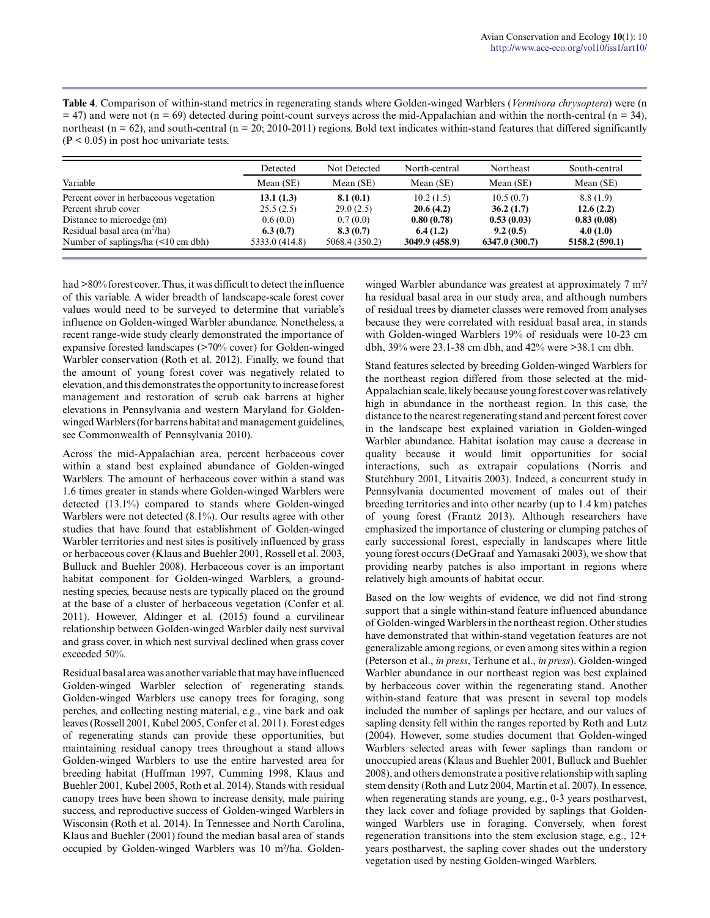**Table 4**. Comparison of within-stand metrics in regenerating stands where Golden-winged Warblers (*Vermivora chrysoptera*) were (n = 47) and were not (n = 69) detected during point-count surveys across the mid-Appalachian and within the north-central (n = 34), northeast (n = 62), and south-central (n = 20; 2010-2011) regions. Bold text indicates within-stand features that differed significantly (P < 0.05) in post hoc univariate tests.

| | Detected | Not Detected | North-central | Northeast | South-central |
|---|---|---|---|---|---|
| Variable | Mean (SE) | Mean (SE) | Mean (SE) | Mean (SE) | Mean (SE) |
| Percent cover in herbaceous vegetation | **13.1 (1.3)** | **8.1 (0.1)** | 10.2 (1.5) | 10.5 (0.7) | 8.8 (1.9) |
| Percent shrub cover | 25.5 (2.5) | 29.0 (2.5) | **20.6 (4.2)** | **36.2 (1.7)** | **12.6 (2.2)** |
| Distance to microedge (m) | 0.6 (0.0) | 0.7 (0.0) | **0.80 (0.78)** | **0.53 (0.03)** | **0.83 (0.08)** |
| Residual basal area ($m^2$/ha) | **6.3 (0.7)** | **8.3 (0.7)** | **6.4 (1.2)** | **9.2 (0.5)** | **4.0 (1.0)** |
| Number of saplings/ha (<10 cm dbh) | 5333.0 (414.8) | 5068.4 (350.2) | **3049.9 (458.9)** | **6347.0 (300.7)** | **5158.2 (590.1)** |

had >80% forest cover. Thus, it was difficult to detect the influence of this variable. A wider breadth of landscape-scale forest cover values would need to be surveyed to determine that variable's influence on Golden-winged Warbler abundance. Nonetheless, a recent range-wide study clearly demonstrated the importance of expansive forested landscapes (>70% cover) for Golden-winged Warbler conservation (Roth et al. 2012). Finally, we found that the amount of young forest cover was negatively related to elevation, and this demonstrates the opportunity to increase forest management and restoration of scrub oak barrens at higher elevations in Pennsylvania and western Maryland for Golden-winged Warblers (for barrens habitat and management guidelines, see Commonwealth of Pennsylvania 2010).

Across the mid-Appalachian area, percent herbaceous cover within a stand best explained abundance of Golden-winged Warblers. The amount of herbaceous cover within a stand was 1.6 times greater in stands where Golden-winged Warblers were detected (13.1%) compared to stands where Golden-winged Warblers were not detected (8.1%). Our results agree with other studies that have found that establishment of Golden-winged Warbler territories and nest sites is positively influenced by grass or herbaceous cover (Klaus and Buehler 2001, Rossell et al. 2003, Bulluck and Buehler 2008). Herbaceous cover is an important habitat component for Golden-winged Warblers, a ground-nesting species, because nests are typically placed on the ground at the base of a cluster of herbaceous vegetation (Confer et al. 2011). However, Aldinger et al. (2015) found a curvilinear relationship between Golden-winged Warbler daily nest survival and grass cover, in which nest survival declined when grass cover exceeded 50%.

Residual basal area was another variable that may have influenced Golden-winged Warbler selection of regenerating stands. Golden-winged Warblers use canopy trees for foraging, song perches, and collecting nesting material, e.g., vine bark and oak leaves (Rossell 2001, Kubel 2005, Confer et al. 2011). Forest edges of regenerating stands can provide these opportunities, but maintaining residual canopy trees throughout a stand allows Golden-winged Warblers to use the entire harvested area for breeding habitat (Huffman 1997, Cumming 1998, Klaus and Buehler 2001, Kubel 2005, Roth et al. 2014). Stands with residual canopy trees have been shown to increase density, male pairing success, and reproductive success of Golden-winged Warblers in Wisconsin (Roth et al. 2014). In Tennessee and North Carolina, Klaus and Buehler (2001) found the median basal area of stands occupied by Golden-winged Warblers was 10 m²/ha. Golden-winged Warbler abundance was greatest at approximately 7 m²/ha residual basal area in our study area, and although numbers of residual trees by diameter classes were removed from analyses because they were correlated with residual basal area, in stands with Golden-winged Warblers 19% of residuals were 10-23 cm dbh, 39% were 23.1-38 cm dbh, and 42% were >38.1 cm dbh.

Stand features selected by breeding Golden-winged Warblers for the northeast region differed from those selected at the mid-Appalachian scale, likely because young forest cover was relatively high in abundance in the northeast region. In this case, the distance to the nearest regenerating stand and percent forest cover in the landscape best explained variation in Golden-winged Warbler abundance. Habitat isolation may cause a decrease in quality because it would limit opportunities for social interactions, such as extrapair copulations (Norris and Stutchbury 2001, Litvaitis 2003). Indeed, a concurrent study in Pennsylvania documented movement of males out of their breeding territories and into other nearby (up to 1.4 km) patches of young forest (Frantz 2013). Although researchers have emphasized the importance of clustering or clumping patches of early successional forest, especially in landscapes where little young forest occurs (DeGraaf and Yamasaki 2003), we show that providing nearby patches is also important in regions where relatively high amounts of habitat occur.

Based on the low weights of evidence, we did not find strong support that a single within-stand feature influenced abundance of Golden-winged Warblers in the northeast region. Other studies have demonstrated that within-stand vegetation features are not generalizable among regions, or even among sites within a region (Peterson et al., *in press*, Terhune et al., *in press*). Golden-winged Warbler abundance in our northeast region was best explained by herbaceous cover within the regenerating stand. Another within-stand feature that was present in several top models included the number of saplings per hectare, and our values of sapling density fell within the ranges reported by Roth and Lutz (2004). However, some studies document that Golden-winged Warblers selected areas with fewer saplings than random or unoccupied areas (Klaus and Buehler 2001, Bulluck and Buehler 2008), and others demonstrate a positive relationship with sapling stem density (Roth and Lutz 2004, Martin et al. 2007). In essence, when regenerating stands are young, e.g., 0-3 years postharvest, they lack cover and foliage provided by saplings that Golden-winged Warblers use in foraging. Conversely, when forest regeneration transitions into the stem exclusion stage, e.g., 12+ years postharvest, the sapling cover shades out the understory vegetation used by nesting Golden-winged Warblers.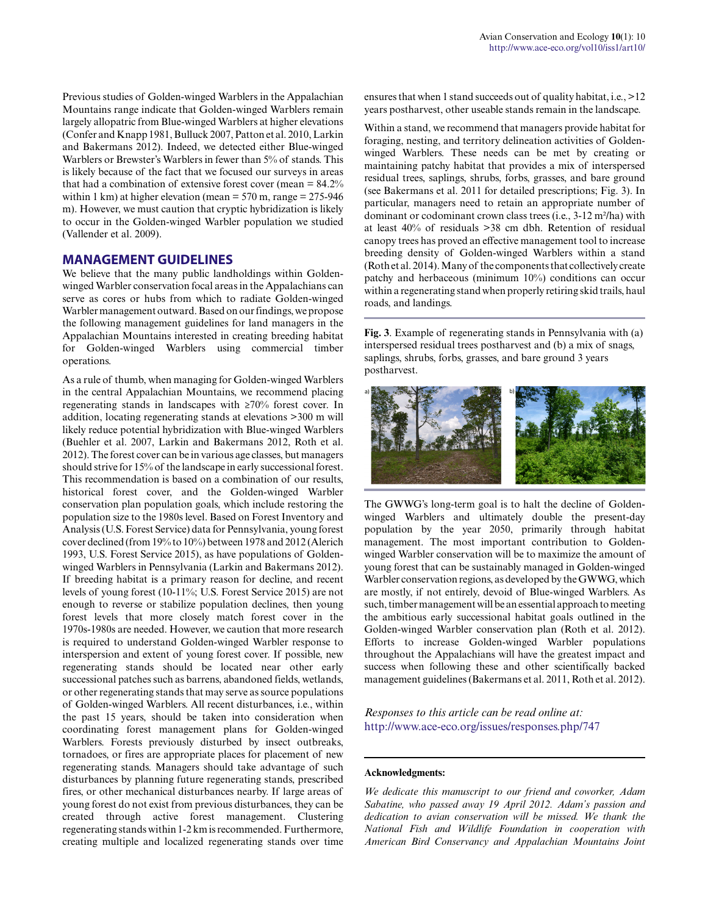Previous studies of Golden-winged Warblers in the Appalachian Mountains range indicate that Golden-winged Warblers remain largely allopatric from Blue-winged Warblers at higher elevations (Confer and Knapp 1981, Bulluck 2007, Patton et al. 2010, Larkin and Bakermans 2012). Indeed, we detected either Blue-winged Warblers or Brewster's Warblers in fewer than 5% of stands. This is likely because of the fact that we focused our surveys in areas that had a combination of extensive forest cover (mean = 84.2% within 1 km) at higher elevation (mean = 570 m, range = 275-946 m). However, we must caution that cryptic hybridization is likely to occur in the Golden-winged Warbler population we studied (Vallender et al. 2009).

## MANAGEMENT GUIDELINES

We believe that the many public landholdings within Golden-winged Warbler conservation focal areas in the Appalachians can serve as cores or hubs from which to radiate Golden-winged Warbler management outward. Based on our findings, we propose the following management guidelines for land managers in the Appalachian Mountains interested in creating breeding habitat for Golden-winged Warblers using commercial timber operations.

As a rule of thumb, when managing for Golden-winged Warblers in the central Appalachian Mountains, we recommend placing regenerating stands in landscapes with ≥70% forest cover. In addition, locating regenerating stands at elevations >300 m will likely reduce potential hybridization with Blue-winged Warblers (Buehler et al. 2007, Larkin and Bakermans 2012, Roth et al. 2012). The forest cover can be in various age classes, but managers should strive for 15% of the landscape in early successional forest. This recommendation is based on a combination of our results, historical forest cover, and the Golden-winged Warbler conservation plan population goals, which include restoring the population size to the 1980s level. Based on Forest Inventory and Analysis (U.S. Forest Service) data for Pennsylvania, young forest cover declined (from 19% to 10%) between 1978 and 2012 (Alerich 1993, U.S. Forest Service 2015), as have populations of Golden-winged Warblers in Pennsylvania (Larkin and Bakermans 2012). If breeding habitat is a primary reason for decline, and recent levels of young forest (10-11%; U.S. Forest Service 2015) are not enough to reverse or stabilize population declines, then young forest levels that more closely match forest cover in the 1970s-1980s are needed. However, we caution that more research is required to understand Golden-winged Warbler response to interspersion and extent of young forest cover. If possible, new regenerating stands should be located near other early successional patches such as barrens, abandoned fields, wetlands, or other regenerating stands that may serve as source populations of Golden-winged Warblers. All recent disturbances, i.e., within the past 15 years, should be taken into consideration when coordinating forest management plans for Golden-winged Warblers. Forests previously disturbed by insect outbreaks, tornadoes, or fires are appropriate places for placement of new regenerating stands. Managers should take advantage of such disturbances by planning future regenerating stands, prescribed fires, or other mechanical disturbances nearby. If large areas of young forest do not exist from previous disturbances, they can be created through active forest management. Clustering regenerating stands within 1-2 km is recommended. Furthermore, creating multiple and localized regenerating stands over time ensures that when 1 stand succeeds out of quality habitat, i.e., >12 years postharvest, other useable stands remain in the landscape.

Within a stand, we recommend that managers provide habitat for foraging, nesting, and territory delineation activities of Golden-winged Warblers. These needs can be met by creating or maintaining patchy habitat that provides a mix of interspersed residual trees, saplings, shrubs, forbs, grasses, and bare ground (see Bakermans et al. 2011 for detailed prescriptions; Fig. 3). In particular, managers need to retain an appropriate number of dominant or codominant crown class trees (i.e., 3-12 $m^2$/ha) with at least 40% of residuals >38 cm dbh. Retention of residual canopy trees has proved an effective management tool to increase breeding density of Golden-winged Warblers within a stand (Roth et al. 2014). Many of the components that collectively create patchy and herbaceous (minimum 10%) conditions can occur within a regenerating stand when properly retiring skid trails, haul roads, and landings.

**Fig. 3**. Example of regenerating stands in Pennsylvania with (a) interspersed residual trees postharvest and (b) a mix of snags, saplings, shrubs, forbs, grasses, and bare ground 3 years postharvest.

The GWWG's long-term goal is to halt the decline of Golden-winged Warblers and ultimately double the present-day population by the year 2050, primarily through habitat management. The most important contribution to Golden-winged Warbler conservation will be to maximize the amount of young forest that can be sustainably managed in Golden-winged Warbler conservation regions, as developed by the GWWG, which are mostly, if not entirely, devoid of Blue-winged Warblers. As such, timber management will be an essential approach to meeting the ambitious early successional habitat goals outlined in the Golden-winged Warbler conservation plan (Roth et al. 2012). Efforts to increase Golden-winged Warbler populations throughout the Appalachians will have the greatest impact and success when following these and other scientifically backed management guidelines (Bakermans et al. 2011, Roth et al. 2012).

*Responses to this article can be read online at:* http://www.ace-eco.org/issues/responses.php/747

**Acknowledgments:**

*We dedicate this manuscript to our friend and coworker, Adam Sabatine, who passed away 19 April 2012. Adam's passion and dedication to avian conservation will be missed. We thank the National Fish and Wildlife Foundation in cooperation with American Bird Conservancy and Appalachian Mountains Joint*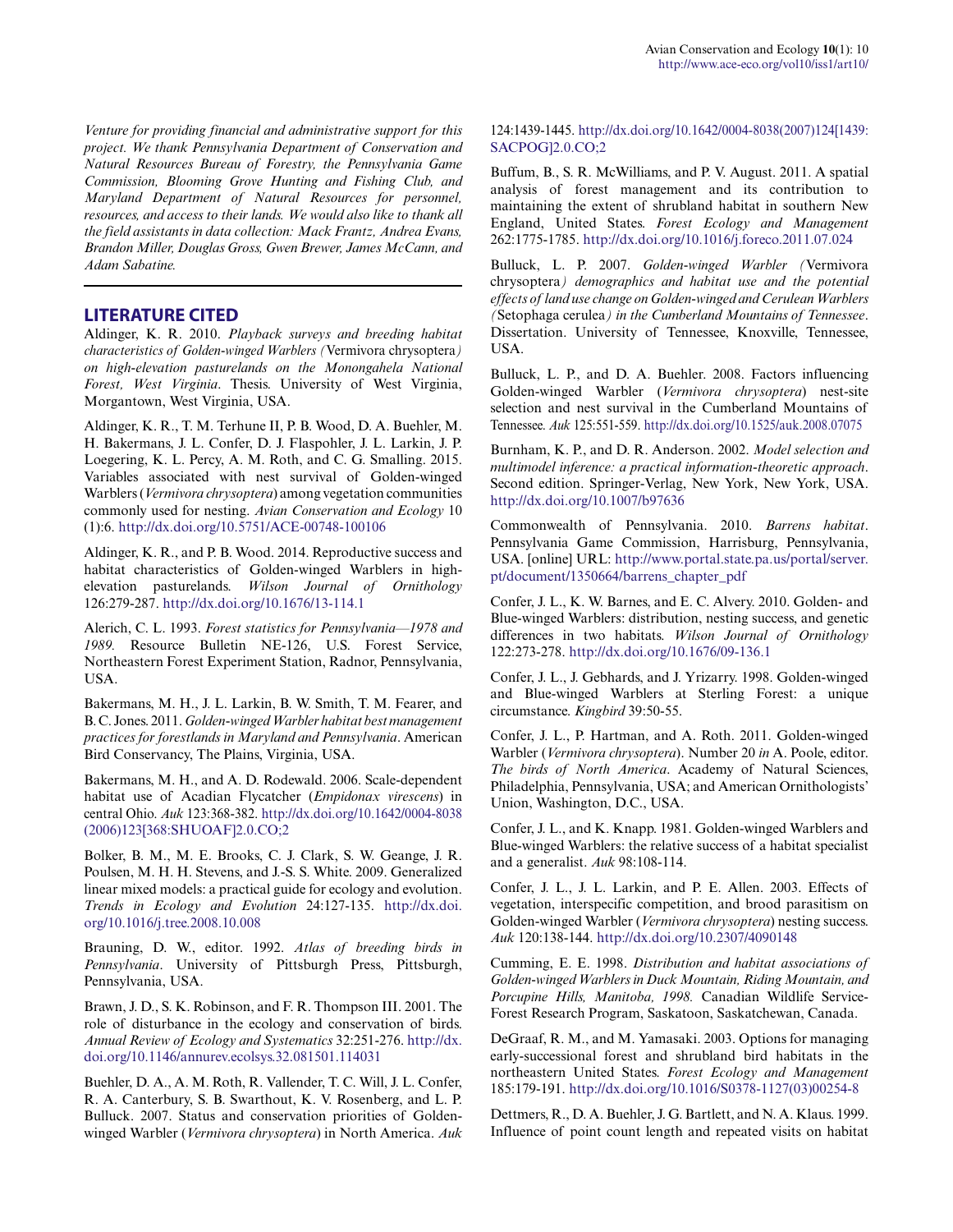*Venture for providing financial and administrative support for this project. We thank Pennsylvania Department of Conservation and Natural Resources Bureau of Forestry, the Pennsylvania Game Commission, Blooming Grove Hunting and Fishing Club, and Maryland Department of Natural Resources for personnel, resources, and access to their lands. We would also like to thank all the field assistants in data collection: Mack Frantz, Andrea Evans, Brandon Miller, Douglas Gross, Gwen Brewer, James McCann, and Adam Sabatine.*

## LITERATURE CITED

Aldinger, K. R. 2010. *Playback surveys and breeding habitat characteristics of Golden-winged Warblers (*Vermivora chrysoptera*) on high-elevation pasturelands on the Monongahela National Forest, West Virginia*. Thesis. University of West Virginia, Morgantown, West Virginia, USA.

Aldinger, K. R., T. M. Terhune II, P. B. Wood, D. A. Buehler, M. H. Bakermans, J. L. Confer, D. J. Flaspohler, J. L. Larkin, J. P. Loegering, K. L. Percy, A. M. Roth, and C. G. Smalling. 2015. Variables associated with nest survival of Golden-winged Warblers (*Vermivora chrysoptera*) among vegetation communities commonly used for nesting. *Avian Conservation and Ecology* 10 (1):6. http://dx.doi.org/10.5751/ACE-00748-100106

Aldinger, K. R., and P. B. Wood. 2014. Reproductive success and habitat characteristics of Golden-winged Warblers in high-elevation pasturelands. *Wilson Journal of Ornithology* 126:279-287. http://dx.doi.org/10.1676/13-114.1

Alerich, C. L. 1993. *Forest statistics for Pennsylvania—1978 and 1989*. Resource Bulletin NE-126, U.S. Forest Service, Northeastern Forest Experiment Station, Radnor, Pennsylvania, USA.

Bakermans, M. H., J. L. Larkin, B. W. Smith, T. M. Fearer, and B. C. Jones. 2011. *Golden-winged Warbler habitat best management practices for forestlands in Maryland and Pennsylvania*. American Bird Conservancy, The Plains, Virginia, USA.

Bakermans, M. H., and A. D. Rodewald. 2006. Scale-dependent habitat use of Acadian Flycatcher (*Empidonax virescens*) in central Ohio. *Auk* 123:368-382. http://dx.doi.org/10.1642/0004-8038(2006)123[368:SHUOAF]2.0.CO;2

Bolker, B. M., M. E. Brooks, C. J. Clark, S. W. Geange, J. R. Poulsen, M. H. H. Stevens, and J.-S. S. White. 2009. Generalized linear mixed models: a practical guide for ecology and evolution. *Trends in Ecology and Evolution* 24:127-135. http://dx.doi.org/10.1016/j.tree.2008.10.008

Brauning, D. W., editor. 1992. *Atlas of breeding birds in Pennsylvania*. University of Pittsburgh Press, Pittsburgh, Pennsylvania, USA.

Brawn, J. D., S. K. Robinson, and F. R. Thompson III. 2001. The role of disturbance in the ecology and conservation of birds. *Annual Review of Ecology and Systematics* 32:251-276. http://dx.doi.org/10.1146/annurev.ecolsys.32.081501.114031

Buehler, D. A., A. M. Roth, R. Vallender, T. C. Will, J. L. Confer, R. A. Canterbury, S. B. Swarthout, K. V. Rosenberg, and L. P. Bulluck. 2007. Status and conservation priorities of Golden-winged Warbler (*Vermivora chrysoptera*) in North America. *Auk* 124:1439-1445. http://dx.doi.org/10.1642/0004-8038(2007)124[1439:SACPOG]2.0.CO;2

Buffum, B., S. R. McWilliams, and P. V. August. 2011. A spatial analysis of forest management and its contribution to maintaining the extent of shrubland habitat in southern New England, United States. *Forest Ecology and Management* 262:1775-1785. http://dx.doi.org/10.1016/j.foreco.2011.07.024

Bulluck, L. P. 2007. *Golden-winged Warbler (*Vermivora chrysoptera*) demographics and habitat use and the potential effects of land use change on Golden-winged and Cerulean Warblers (*Setophaga cerulea*) in the Cumberland Mountains of Tennessee*. Dissertation. University of Tennessee, Knoxville, Tennessee, USA.

Bulluck, L. P., and D. A. Buehler. 2008. Factors influencing Golden-winged Warbler (*Vermivora chrysoptera*) nest-site selection and nest survival in the Cumberland Mountains of Tennessee. *Auk* 125:551-559. http://dx.doi.org/10.1525/auk.2008.07075

Burnham, K. P., and D. R. Anderson. 2002. *Model selection and multimodel inference: a practical information-theoretic approach*. Second edition. Springer-Verlag, New York, New York, USA. http://dx.doi.org/10.1007/b97636

Commonwealth of Pennsylvania. 2010. *Barrens habitat*. Pennsylvania Game Commission, Harrisburg, Pennsylvania, USA. [online] URL: http://www.portal.state.pa.us/portal/server.pt/document/1350664/barrens_chapter_pdf

Confer, J. L., K. W. Barnes, and E. C. Alvery. 2010. Golden- and Blue-winged Warblers: distribution, nesting success, and genetic differences in two habitats. *Wilson Journal of Ornithology* 122:273-278. http://dx.doi.org/10.1676/09-136.1

Confer, J. L., J. Gebhards, and J. Yrizarry. 1998. Golden-winged and Blue-winged Warblers at Sterling Forest: a unique circumstance. *Kingbird* 39:50-55.

Confer, J. L., P. Hartman, and A. Roth. 2011. Golden-winged Warbler (*Vermivora chrysoptera*). Number 20 *in* A. Poole, editor. *The birds of North America*. Academy of Natural Sciences, Philadelphia, Pennsylvania, USA; and American Ornithologists' Union, Washington, D.C., USA.

Confer, J. L., and K. Knapp. 1981. Golden-winged Warblers and Blue-winged Warblers: the relative success of a habitat specialist and a generalist. *Auk* 98:108-114.

Confer, J. L., J. L. Larkin, and P. E. Allen. 2003. Effects of vegetation, interspecific competition, and brood parasitism on Golden-winged Warbler (*Vermivora chrysoptera*) nesting success. *Auk* 120:138-144. http://dx.doi.org/10.2307/4090148

Cumming, E. E. 1998. *Distribution and habitat associations of Golden-winged Warblers in Duck Mountain, Riding Mountain, and Porcupine Hills, Manitoba, 1998.* Canadian Wildlife Service-Forest Research Program, Saskatoon, Saskatchewan, Canada.

DeGraaf, R. M., and M. Yamasaki. 2003. Options for managing early-successional forest and shrubland bird habitats in the northeastern United States. *Forest Ecology and Management* 185:179-191. http://dx.doi.org/10.1016/S0378-1127(03)00254-8

Dettmers, R., D. A. Buehler, J. G. Bartlett, and N. A. Klaus. 1999. Influence of point count length and repeated visits on habitat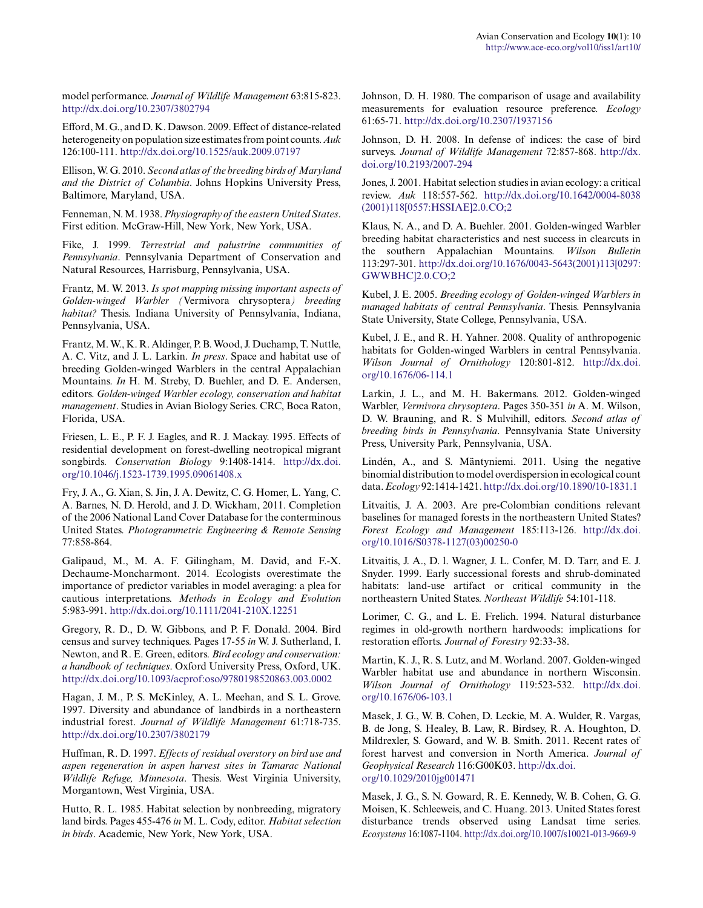model performance. *Journal of Wildlife Management* 63:815-823. http://dx.doi.org/10.2307/3802794

Efford, M. G., and D. K. Dawson. 2009. Effect of distance-related heterogeneity on population size estimates from point counts. *Auk* 126:100-111. http://dx.doi.org/10.1525/auk.2009.07197

Ellison, W. G. 2010. *Second atlas of the breeding birds of Maryland and the District of Columbia*. Johns Hopkins University Press, Baltimore, Maryland, USA.

Fenneman, N. M. 1938. *Physiography of the eastern United States*. First edition. McGraw-Hill, New York, New York, USA.

Fike, J. 1999. *Terrestrial and palustrine communities of Pennsylvania*. Pennsylvania Department of Conservation and Natural Resources, Harrisburg, Pennsylvania, USA.

Frantz, M. W. 2013. *Is spot mapping missing important aspects of Golden-winged Warbler (*Vermivora chrysoptera*) breeding habitat?* Thesis. Indiana University of Pennsylvania, Indiana, Pennsylvania, USA.

Frantz, M. W., K. R. Aldinger, P. B. Wood, J. Duchamp, T. Nuttle, A. C. Vitz, and J. L. Larkin. *In press*. Space and habitat use of breeding Golden-winged Warblers in the central Appalachian Mountains. *In* H. M. Streby, D. Buehler, and D. E. Andersen, editors. *Golden-winged Warbler ecology, conservation and habitat management*. Studies in Avian Biology Series. CRC, Boca Raton, Florida, USA.

Friesen, L. E., P. F. J. Eagles, and R. J. Mackay. 1995. Effects of residential development on forest-dwelling neotropical migrant songbirds. *Conservation Biology* 9:1408-1414. http://dx.doi.org/10.1046/j.1523-1739.1995.09061408.x

Fry, J. A., G. Xian, S. Jin, J. A. Dewitz, C. G. Homer, L. Yang, C. A. Barnes, N. D. Herold, and J. D. Wickham, 2011. Completion of the 2006 National Land Cover Database for the conterminous United States. *Photogrammetric Engineering & Remote Sensing* 77:858-864.

Galipaud, M., M. A. F. Gilingham, M. David, and F.-X. Dechaume-Moncharmont. 2014. Ecologists overestimate the importance of predictor variables in model averaging: a plea for cautious interpretations. *Methods in Ecology and Evolution* 5:983-991. http://dx.doi.org/10.1111/2041-210X.12251

Gregory, R. D., D. W. Gibbons, and P. F. Donald. 2004. Bird census and survey techniques. Pages 17-55 *in* W. J. Sutherland, I. Newton, and R. E. Green, editors. *Bird ecology and conservation: a handbook of techniques*. Oxford University Press, Oxford, UK. http://dx.doi.org/10.1093/acprof:oso/9780198520863.003.0002

Hagan, J. M., P. S. McKinley, A. L. Meehan, and S. L. Grove. 1997. Diversity and abundance of landbirds in a northeastern industrial forest. *Journal of Wildlife Management* 61:718-735. http://dx.doi.org/10.2307/3802179

Huffman, R. D. 1997. *Effects of residual overstory on bird use and aspen regeneration in aspen harvest sites in Tamarac National Wildlife Refuge, Minnesota*. Thesis. West Virginia University, Morgantown, West Virginia, USA.

Hutto, R. L. 1985. Habitat selection by nonbreeding, migratory land birds. Pages 455-476 *in* M. L. Cody, editor. *Habitat selection in birds*. Academic, New York, New York, USA.

Johnson, D. H. 1980. The comparison of usage and availability measurements for evaluation resource preference. *Ecology* 61:65-71. http://dx.doi.org/10.2307/1937156

Johnson, D. H. 2008. In defense of indices: the case of bird surveys. *Journal of Wildlife Management* 72:857-868. http://dx.doi.org/10.2193/2007-294

Jones, J. 2001. Habitat selection studies in avian ecology: a critical review. *Auk* 118:557-562. http://dx.doi.org/10.1642/0004-8038(2001)118[0557:HSSIAE]2.0.CO;2

Klaus, N. A., and D. A. Buehler. 2001. Golden-winged Warbler breeding habitat characteristics and nest success in clearcuts in the southern Appalachian Mountains. *Wilson Bulletin* 113:297-301. http://dx.doi.org/10.1676/0043-5643(2001)113[0297:GWWBHC]2.0.CO;2

Kubel, J. E. 2005. *Breeding ecology of Golden-winged Warblers in managed habitats of central Pennsylvania*. Thesis. Pennsylvania State University, State College, Pennsylvania, USA.

Kubel, J. E., and R. H. Yahner. 2008. Quality of anthropogenic habitats for Golden-winged Warblers in central Pennsylvania. *Wilson Journal of Ornithology* 120:801-812. http://dx.doi.org/10.1676/06-114.1

Larkin, J. L., and M. H. Bakermans. 2012. Golden-winged Warbler, *Vermivora chrysoptera*. Pages 350-351 *in* A. M. Wilson, D. W. Brauning, and R. S Mulvihill, editors. *Second atlas of breeding birds in Pennsylvania*. Pennsylvania State University Press, University Park, Pennsylvania, USA.

Lindén, A., and S. Mäntyniemi. 2011. Using the negative binomial distribution to model overdispersion in ecological count data. *Ecology* 92:1414-1421. http://dx.doi.org/10.1890/10-1831.1

Litvaitis, J. A. 2003. Are pre-Colombian conditions relevant baselines for managed forests in the northeastern United States? *Forest Ecology and Management* 185:113-126. http://dx.doi.org/10.1016/S0378-1127(03)00250-0

Litvaitis, J. A., D. l. Wagner, J. L. Confer, M. D. Tarr, and E. J. Snyder. 1999. Early successional forests and shrub-dominated habitats: land-use artifact or critical community in the northeastern United States. *Northeast Wildlife* 54:101-118.

Lorimer, C. G., and L. E. Frelich. 1994. Natural disturbance regimes in old-growth northern hardwoods: implications for restoration efforts. *Journal of Forestry* 92:33-38.

Martin, K. J., R. S. Lutz, and M. Worland. 2007. Golden-winged Warbler habitat use and abundance in northern Wisconsin. *Wilson Journal of Ornithology* 119:523-532. http://dx.doi.org/10.1676/06-103.1

Masek, J. G., W. B. Cohen, D. Leckie, M. A. Wulder, R. Vargas, B. de Jong, S. Healey, B. Law, R. Birdsey, R. A. Houghton, D. Mildrexler, S. Goward, and W. B. Smith. 2011. Recent rates of forest harvest and conversion in North America. *Journal of Geophysical Research* 116:G00K03. http://dx.doi.org/10.1029/2010jg001471

Masek, J. G., S. N. Goward, R. E. Kennedy, W. B. Cohen, G. G. Moisen, K. Schleeweis, and C. Huang. 2013. United States forest disturbance trends observed using Landsat time series. *Ecosystems* 16:1087-1104. http://dx.doi.org/10.1007/s10021-013-9669-9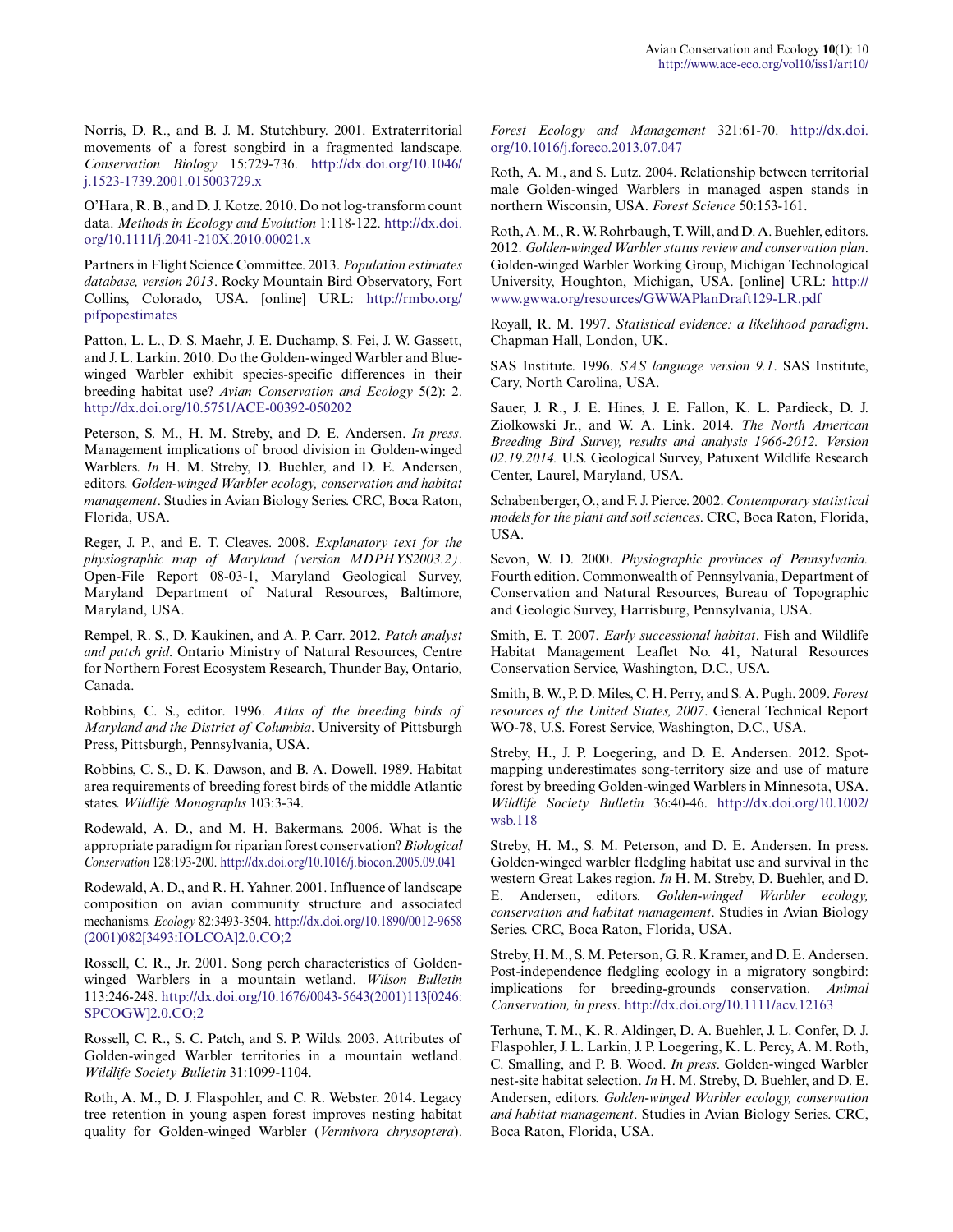Norris, D. R., and B. J. M. Stutchbury. 2001. Extraterritorial movements of a forest songbird in a fragmented landscape. *Conservation Biology* 15:729-736. http://dx.doi.org/10.1046/j.1523-1739.2001.015003729.x

O'Hara, R. B., and D. J. Kotze. 2010. Do not log-transform count data. *Methods in Ecology and Evolution* 1:118-122. http://dx.doi.org/10.1111/j.2041-210X.2010.00021.x

Partners in Flight Science Committee. 2013. *Population estimates database, version 2013*. Rocky Mountain Bird Observatory, Fort Collins, Colorado, USA. [online] URL: http://rmbo.org/pifpopestimates

Patton, L. L., D. S. Maehr, J. E. Duchamp, S. Fei, J. W. Gassett, and J. L. Larkin. 2010. Do the Golden-winged Warbler and Blue-winged Warbler exhibit species-specific differences in their breeding habitat use? *Avian Conservation and Ecology* 5(2): 2. http://dx.doi.org/10.5751/ACE-00392-050202

Peterson, S. M., H. M. Streby, and D. E. Andersen. *In press*. Management implications of brood division in Golden-winged Warblers. *In* H. M. Streby, D. Buehler, and D. E. Andersen, editors. *Golden-winged Warbler ecology, conservation and habitat management*. Studies in Avian Biology Series. CRC, Boca Raton, Florida, USA.

Reger, J. P., and E. T. Cleaves. 2008. *Explanatory text for the physiographic map of Maryland (version MDPHYS2003.2)*. Open-File Report 08-03-1, Maryland Geological Survey, Maryland Department of Natural Resources, Baltimore, Maryland, USA.

Rempel, R. S., D. Kaukinen, and A. P. Carr. 2012. *Patch analyst and patch grid*. Ontario Ministry of Natural Resources, Centre for Northern Forest Ecosystem Research, Thunder Bay, Ontario, Canada.

Robbins, C. S., editor. 1996. *Atlas of the breeding birds of Maryland and the District of Columbia*. University of Pittsburgh Press, Pittsburgh, Pennsylvania, USA.

Robbins, C. S., D. K. Dawson, and B. A. Dowell. 1989. Habitat area requirements of breeding forest birds of the middle Atlantic states. *Wildlife Monographs* 103:3-34.

Rodewald, A. D., and M. H. Bakermans. 2006. What is the appropriate paradigm for riparian forest conservation? *Biological Conservation* 128:193-200. http://dx.doi.org/10.1016/j.biocon.2005.09.041

Rodewald, A. D., and R. H. Yahner. 2001. Influence of landscape composition on avian community structure and associated mechanisms. *Ecology* 82:3493-3504. http://dx.doi.org/10.1890/0012-9658(2001)082[3493:IOLCOA]2.0.CO;2

Rossell, C. R., Jr. 2001. Song perch characteristics of Golden-winged Warblers in a mountain wetland. *Wilson Bulletin* 113:246-248. http://dx.doi.org/10.1676/0043-5643(2001)113[0246:SPCOGW]2.0.CO;2

Rossell, C. R., S. C. Patch, and S. P. Wilds. 2003. Attributes of Golden-winged Warbler territories in a mountain wetland. *Wildlife Society Bulletin* 31:1099-1104.

Roth, A. M., D. J. Flaspohler, and C. R. Webster. 2014. Legacy tree retention in young aspen forest improves nesting habitat quality for Golden-winged Warbler (*Vermivora chrysoptera*). *Forest Ecology and Management* 321:61-70. http://dx.doi.org/10.1016/j.foreco.2013.07.047

Roth, A. M., and S. Lutz. 2004. Relationship between territorial male Golden-winged Warblers in managed aspen stands in northern Wisconsin, USA. *Forest Science* 50:153-161.

Roth, A. M., R. W. Rohrbaugh, T. Will, and D. A. Buehler, editors. 2012. *Golden-winged Warbler status review and conservation plan*. Golden-winged Warbler Working Group, Michigan Technological University, Houghton, Michigan, USA. [online] URL: http://www.gwwa.org/resources/GWWAPlanDraft129-LR.pdf

Royall, R. M. 1997. *Statistical evidence: a likelihood paradigm*. Chapman Hall, London, UK.

SAS Institute. 1996. *SAS language version 9.1*. SAS Institute, Cary, North Carolina, USA.

Sauer, J. R., J. E. Hines, J. E. Fallon, K. L. Pardieck, D. J. Ziolkowski Jr., and W. A. Link. 2014. *The North American Breeding Bird Survey, results and analysis 1966-2012. Version 02.19.2014.* U.S. Geological Survey, Patuxent Wildlife Research Center, Laurel, Maryland, USA.

Schabenberger, O., and F. J. Pierce. 2002. *Contemporary statistical models for the plant and soil sciences*. CRC, Boca Raton, Florida, USA.

Sevon, W. D. 2000. *Physiographic provinces of Pennsylvania.* Fourth edition. Commonwealth of Pennsylvania, Department of Conservation and Natural Resources, Bureau of Topographic and Geologic Survey, Harrisburg, Pennsylvania, USA.

Smith, E. T. 2007. *Early successional habitat*. Fish and Wildlife Habitat Management Leaflet No. 41, Natural Resources Conservation Service, Washington, D.C., USA.

Smith, B. W., P. D. Miles, C. H. Perry, and S. A. Pugh. 2009. *Forest resources of the United States, 2007*. General Technical Report WO-78, U.S. Forest Service, Washington, D.C., USA.

Streby, H., J. P. Loegering, and D. E. Andersen. 2012. Spot-mapping underestimates song-territory size and use of mature forest by breeding Golden-winged Warblers in Minnesota, USA. *Wildlife Society Bulletin* 36:40-46. http://dx.doi.org/10.1002/wsb.118

Streby, H. M., S. M. Peterson, and D. E. Andersen. In press. Golden-winged warbler fledgling habitat use and survival in the western Great Lakes region. *In* H. M. Streby, D. Buehler, and D. E. Andersen, editors. *Golden-winged Warbler ecology, conservation and habitat management*. Studies in Avian Biology Series. CRC, Boca Raton, Florida, USA.

Streby, H. M., S. M. Peterson, G. R. Kramer, and D. E. Andersen. Post-independence fledgling ecology in a migratory songbird: implications for breeding-grounds conservation. *Animal Conservation, in press*. http://dx.doi.org/10.1111/acv.12163

Terhune, T. M., K. R. Aldinger, D. A. Buehler, J. L. Confer, D. J. Flaspohler, J. L. Larkin, J. P. Loegering, K. L. Percy, A. M. Roth, C. Smalling, and P. B. Wood. *In press*. Golden-winged Warbler nest-site habitat selection. *In* H. M. Streby, D. Buehler, and D. E. Andersen, editors. *Golden-winged Warbler ecology, conservation and habitat management*. Studies in Avian Biology Series. CRC, Boca Raton, Florida, USA.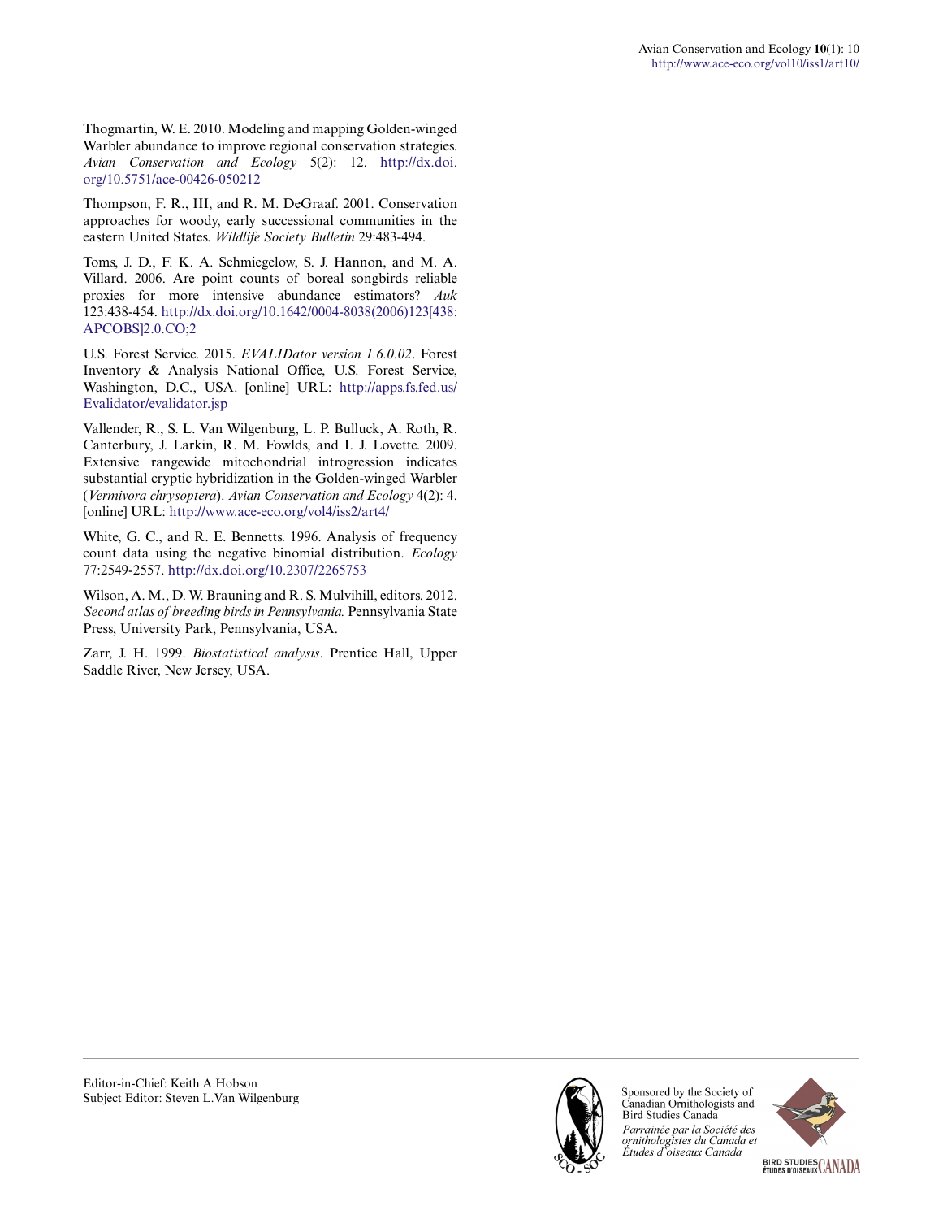Thogmartin, W. E. 2010. Modeling and mapping Golden-winged Warbler abundance to improve regional conservation strategies. *Avian Conservation and Ecology* 5(2): 12. http://dx.doi.org/10.5751/ace-00426-050212

Thompson, F. R., III, and R. M. DeGraaf. 2001. Conservation approaches for woody, early successional communities in the eastern United States. *Wildlife Society Bulletin* 29:483-494.

Toms, J. D., F. K. A. Schmiegelow, S. J. Hannon, and M. A. Villard. 2006. Are point counts of boreal songbirds reliable proxies for more intensive abundance estimators? *Auk* 123:438-454. http://dx.doi.org/10.1642/0004-8038(2006)123[438:APCOBS]2.0.CO;2

U.S. Forest Service. 2015. *EVALIDator version 1.6.0.02*. Forest Inventory & Analysis National Office, U.S. Forest Service, Washington, D.C., USA. [online] URL: http://apps.fs.fed.us/Evalidator/evalidator.jsp

Vallender, R., S. L. Van Wilgenburg, L. P. Bulluck, A. Roth, R. Canterbury, J. Larkin, R. M. Fowlds, and I. J. Lovette. 2009. Extensive rangewide mitochondrial introgression indicates substantial cryptic hybridization in the Golden-winged Warbler (*Vermivora chrysoptera*). *Avian Conservation and Ecology* 4(2): 4. [online] URL: http://www.ace-eco.org/vol4/iss2/art4/

White, G. C., and R. E. Bennetts. 1996. Analysis of frequency count data using the negative binomial distribution. *Ecology* 77:2549-2557. http://dx.doi.org/10.2307/2265753

Wilson, A. M., D. W. Brauning and R. S. Mulvihill, editors. 2012. *Second atlas of breeding birds in Pennsylvania.* Pennsylvania State Press, University Park, Pennsylvania, USA.

Zarr, J. H. 1999. *Biostatistical analysis*. Prentice Hall, Upper Saddle River, New Jersey, USA.

Editor-in-Chief: Keith A.Hobson
Subject Editor: Steven L.Van Wilgenburg

Sponsored by the Society of Canadian Ornithologists and Bird Studies Canada

*Parrainée par la Société des ornithologistes du Canada et Études d'oiseaux Canada*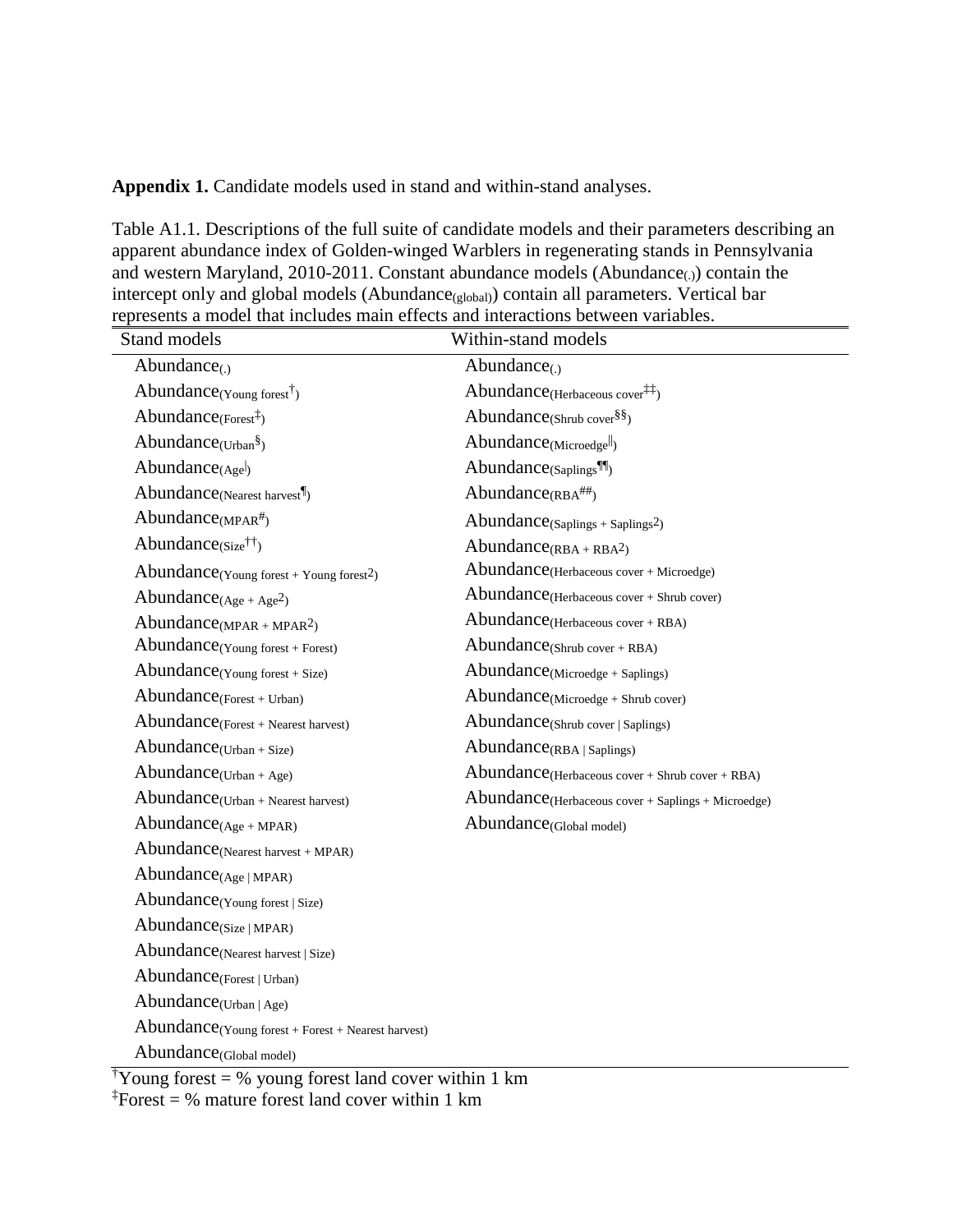**Appendix 1.** Candidate models used in stand and within-stand analyses.

Table A1.1. Descriptions of the full suite of candidate models and their parameters describing an apparent abundance index of Golden-winged Warblers in regenerating stands in Pennsylvania and western Maryland, 2010-2011. Constant abundance models ($Abundance_{(.)}$) contain the intercept only and global models ($Abundance_{(global)}$) contain all parameters. Vertical bar represents a model that includes main effects and interactions between variables.

| Stand models | Within-stand models |
|---|---|
| $Abundance_{(.)}$ | $Abundance_{(.)}$ |
| $Abundance_{(\text{Young forest}^{\dagger})}$ | $Abundance_{(\text{Herbaceous cover}^{\ddagger\ddagger})}$ |
| $Abundance_{(\text{Forest}^{\ddagger})}$ | $Abundance_{(\text{Shrub cover}^{\S\S})}$ |
| $Abundance_{(\text{Urban}^{\S})}$ | $Abundance_{(\text{Microedge}^{\|\|})}$ |
| $Abundance_{(\text{Age}^{\|})}$ | $Abundance_{(\text{Saplings}^{\P\P})}$ |
| $Abundance_{(\text{Nearest harvest}^{\P})}$ | $Abundance_{(\text{RBA}^{\#\#})}$ |
| $Abundance_{(\text{MPAR}^{\#})}$ | $Abundance_{(\text{Saplings + Saplings}^2)}$ |
| $Abundance_{(\text{Size}^{\dagger\dagger})}$ | $Abundance_{(\text{RBA + RBA}^2)}$ |
| $Abundance_{(\text{Young forest + Young forest}^2)}$ | $Abundance_{(\text{Herbaceous cover + Microedge})}$ |
| $Abundance_{(\text{Age + Age}^2)}$ | $Abundance_{(\text{Herbaceous cover + Shrub cover})}$ |
| $Abundance_{(\text{MPAR + MPAR}^2)}$ | $Abundance_{(\text{Herbaceous cover + RBA})}$ |
| $Abundance_{(\text{Young forest + Forest})}$ | $Abundance_{(\text{Shrub cover + RBA})}$ |
| $Abundance_{(\text{Young forest + Size})}$ | $Abundance_{(\text{Microedge + Saplings})}$ |
| $Abundance_{(\text{Forest + Urban})}$ | $Abundance_{(\text{Microedge + Shrub cover})}$ |
| $Abundance_{(\text{Forest + Nearest harvest})}$ | $Abundance_{(\text{Shrub cover} \mid \text{Saplings})}$ |
| $Abundance_{(\text{Urban + Size})}$ | $Abundance_{(\text{RBA} \mid \text{Saplings})}$ |
| $Abundance_{(\text{Urban + Age})}$ | $Abundance_{(\text{Herbaceous cover + Shrub cover + RBA})}$ |
| $Abundance_{(\text{Urban + Nearest harvest})}$ | $Abundance_{(\text{Herbaceous cover + Saplings + Microedge})}$ |
| $Abundance_{(\text{Age + MPAR})}$ | $Abundance_{(\text{Global model})}$ |
| $Abundance_{(\text{Nearest harvest + MPAR})}$ | |
| $Abundance_{(\text{Age} \mid \text{MPAR})}$ | |
| $Abundance_{(\text{Young forest} \mid \text{Size})}$ | |
| $Abundance_{(\text{Size} \mid \text{MPAR})}$ | |
| $Abundance_{(\text{Nearest harvest} \mid \text{Size})}$ | |
| $Abundance_{(\text{Forest} \mid \text{Urban})}$ | |
| $Abundance_{(\text{Urban} \mid \text{Age})}$ | |
| $Abundance_{(\text{Young forest + Forest + Nearest harvest})}$ | |
| $Abundance_{(\text{Global model})}$ | |

[†]Young forest = % young forest land cover within 1 km

[‡]Forest = % mature forest land cover within 1 km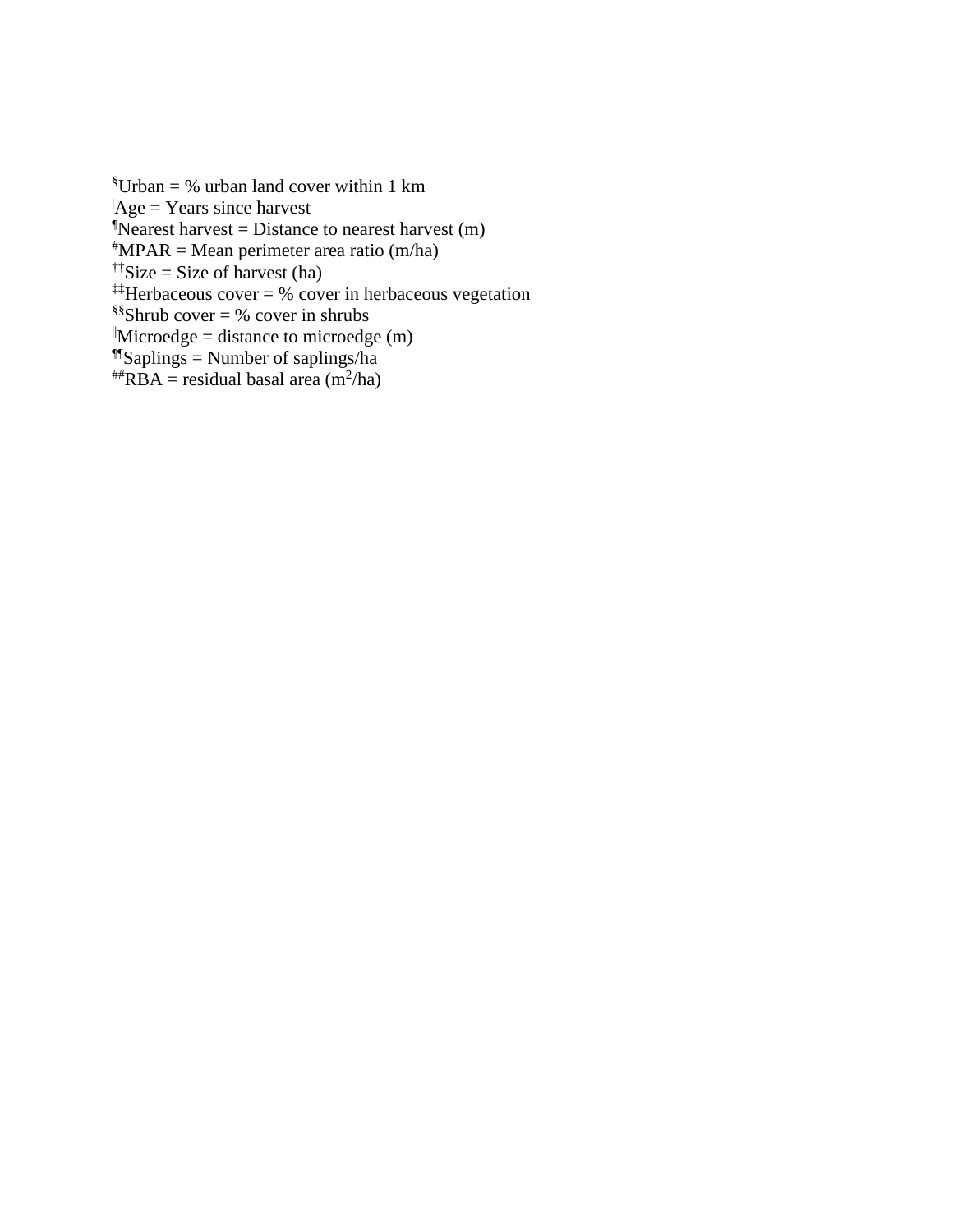[§]Urban = % urban land cover within 1 km
[|]Age = Years since harvest
[¶]Nearest harvest = Distance to nearest harvest (m)
[#]MPAR = Mean perimeter area ratio (m/ha)
[††]Size = Size of harvest (ha)
[‡‡]Herbaceous cover = % cover in herbaceous vegetation
[§§]Shrub cover = % cover in shrubs
[||]Microedge = distance to microedge (m)
[¶¶]Saplings = Number of saplings/ha
[##]RBA = residual basal area ($m^2$/ha)